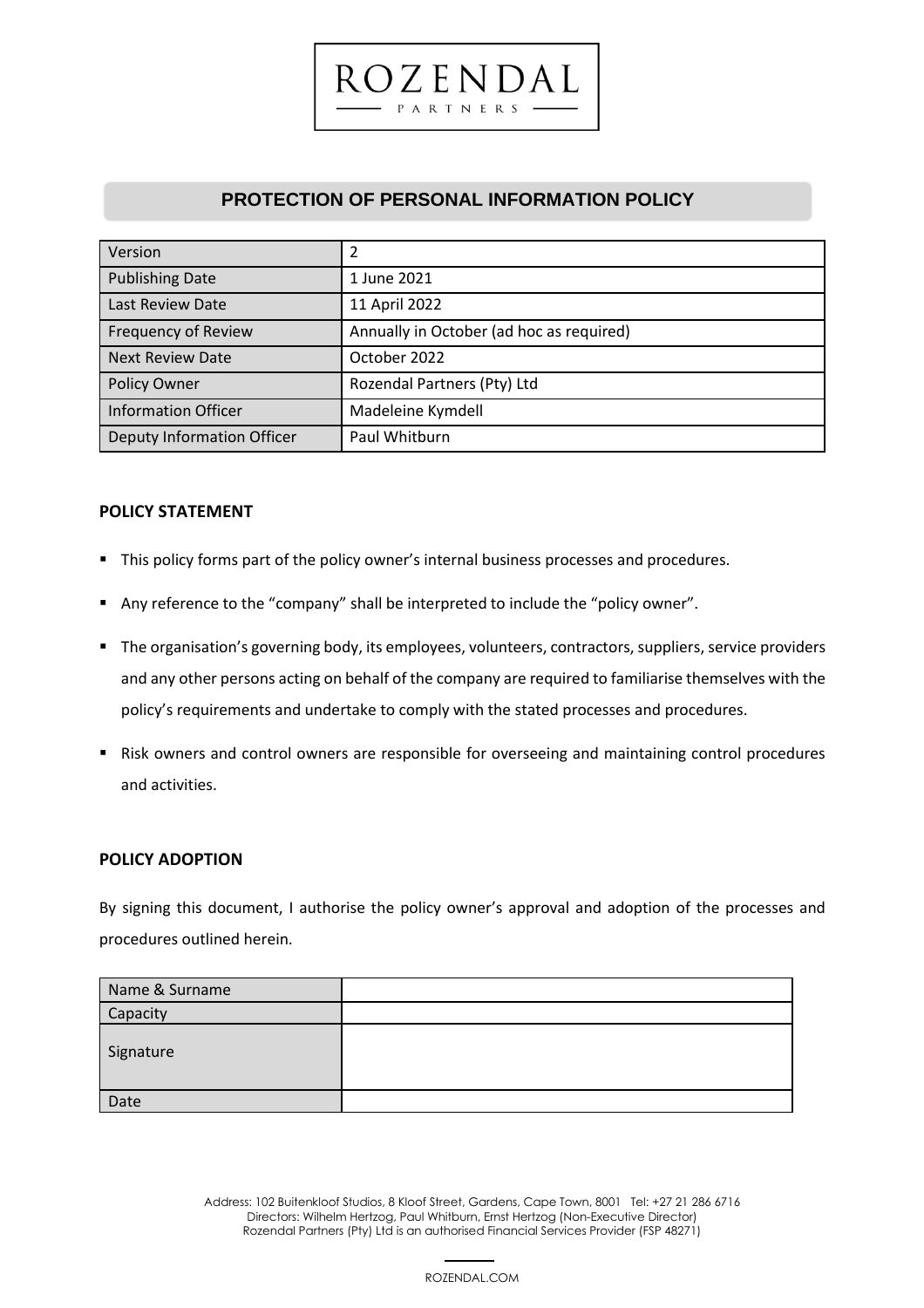# ROZENDAL PARTNERS

## PROTECTION OF PERSONAL INFORMATION POLICY

| Version | 2 |
|---|---|
| Publishing Date | 1 June 2021 |
| Last Review Date | 11 April 2022 |
| Frequency of Review | Annually in October (ad hoc as required) |
| Next Review Date | October 2022 |
| Policy Owner | Rozendal Partners (Pty) Ltd |
| Information Officer | Madeleine Kymdell |
| Deputy Information Officer | Paul Whitburn |

### POLICY STATEMENT

- This policy forms part of the policy owner's internal business processes and procedures.
- Any reference to the "company" shall be interpreted to include the "policy owner".
- The organisation's governing body, its employees, volunteers, contractors, suppliers, service providers and any other persons acting on behalf of the company are required to familiarise themselves with the policy's requirements and undertake to comply with the stated processes and procedures.
- Risk owners and control owners are responsible for overseeing and maintaining control procedures and activities.

### POLICY ADOPTION

By signing this document, I authorise the policy owner's approval and adoption of the processes and procedures outlined herein.

| Name & Surname | |
|---|---|
| Capacity | |
| Signature | |
| Date | |

Address: 102 Buitenkloof Studios, 8 Kloof Street, Gardens, Cape Town, 8001 Tel: +27 21 286 6716
Directors: Wilhelm Hertzog, Paul Whitburn, Ernst Hertzog (Non-Executive Director)
Rozendal Partners (Pty) Ltd is an authorised Financial Services Provider (FSP 48271)

ROZENDAL.COM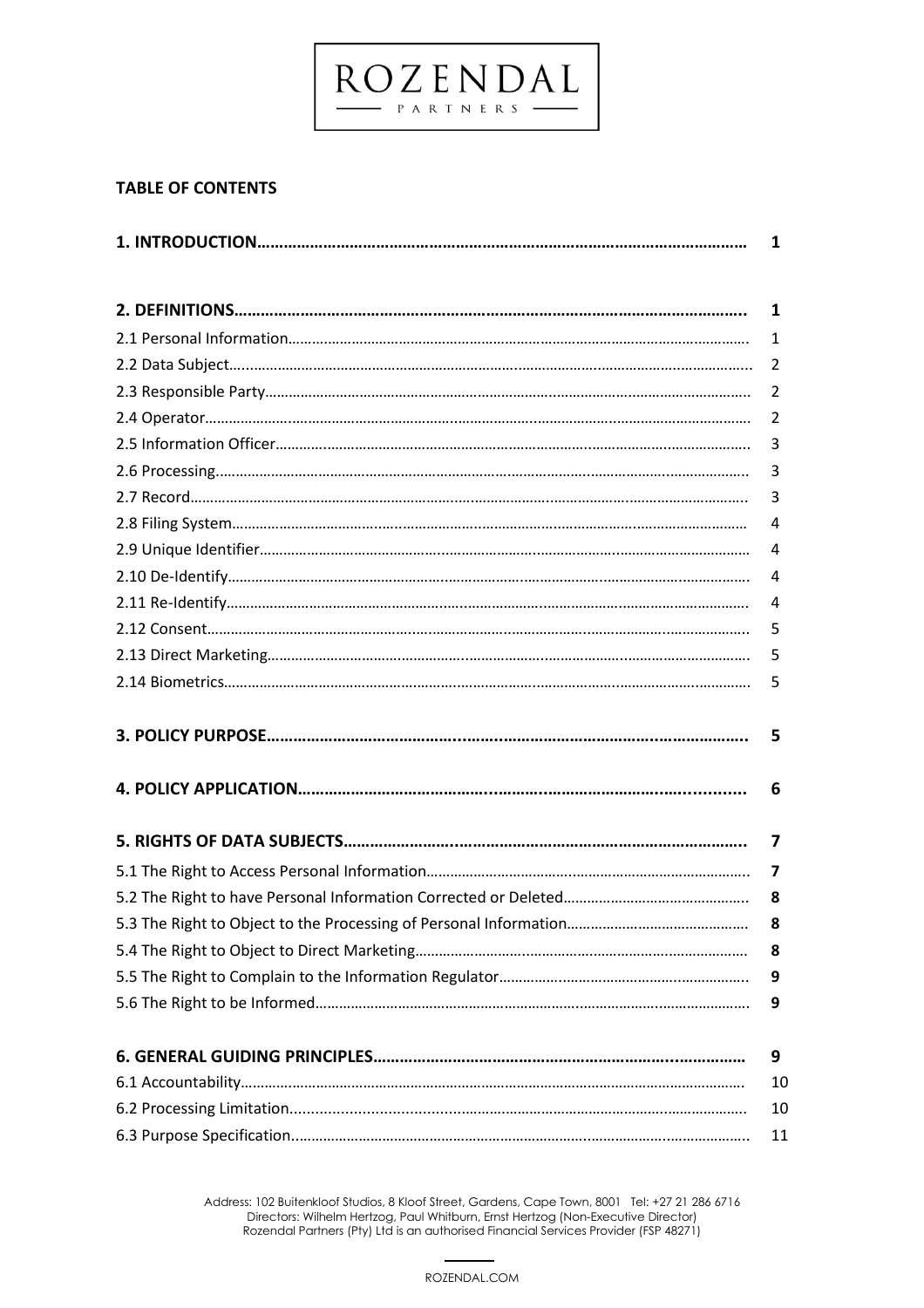ROZENDAL

PARTNERS

**TABLE OF CONTENTS**

| | |
|---|---|
| **1. INTRODUCTION** | **1** |
| **2. DEFINITIONS** | **1** |
| 2.1 Personal Information | 1 |
| 2.2 Data Subject | 2 |
| 2.3 Responsible Party | 2 |
| 2.4 Operator | 2 |
| 2.5 Information Officer | 3 |
| 2.6 Processing | 3 |
| 2.7 Record | 3 |
| 2.8 Filing System | 4 |
| 2.9 Unique Identifier | 4 |
| 2.10 De-Identify | 4 |
| 2.11 Re-Identify | 4 |
| 2.12 Consent | 5 |
| 2.13 Direct Marketing | 5 |
| 2.14 Biometrics | 5 |
| **3. POLICY PURPOSE** | **5** |
| **4. POLICY APPLICATION** | **6** |
| **5. RIGHTS OF DATA SUBJECTS** | **7** |
| 5.1 The Right to Access Personal Information | 7 |
| 5.2 The Right to have Personal Information Corrected or Deleted | 8 |
| 5.3 The Right to Object to the Processing of Personal Information | 8 |
| 5.4 The Right to Object to Direct Marketing | 8 |
| 5.5 The Right to Complain to the Information Regulator | 9 |
| 5.6 The Right to be Informed | 9 |
| **6. GENERAL GUIDING PRINCIPLES** | **9** |
| 6.1 Accountability | 10 |
| 6.2 Processing Limitation | 10 |
| 6.3 Purpose Specification | 11 |

Address: 102 Buitenkloof Studios, 8 Kloof Street, Gardens, Cape Town, 8001 Tel: +27 21 286 6716
Directors: Wilhelm Hertzog, Paul Whitburn, Ernst Hertzog (Non-Executive Director)
Rozendal Partners (Pty) Ltd is an authorised Financial Services Provider (FSP 48271)

ROZENDAL.COM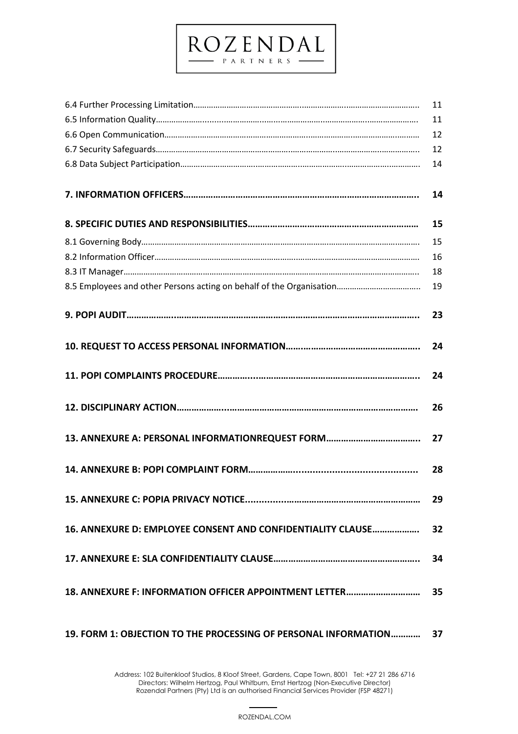| | |
|---|---|
| 6.4 Further Processing Limitation………………………………………………………………………………………… | 11 |
| 6.5 Information Quality……………………………………………………………………………………………………. | 11 |
| 6.6 Open Communication………………………………………………………………………………………………… | 12 |
| 6.7 Security Safeguards…………………………………………………………………………………………………… | 12 |
| 6.8 Data Subject Participation………………………………………………………………………………………… | 14 |
| **7. INFORMATION OFFICERS…………………………………………………………………………………..** | **14** |
| **8. SPECIFIC DUTIES AND RESPONSIBILITIES……………………………………………………………** | **15** |
| 8.1 Governing Body…………………………………………………………………………………………………………. | 15 |
| 8.2 Information Officer……………………………………………………………………………………………………. | 16 |
| 8.3 IT Manager………………………………………………………………………………………………………………… | 18 |
| 8.5 Employees and other Persons acting on behalf of the Organisation……………………………….. | 19 |
| **9. POPI AUDIT…………………………………………………………………………………………………………..** | **23** |
| **10. REQUEST TO ACCESS PERSONAL INFORMATION………………………………………………..** | **24** |
| **11. POPI COMPLAINTS PROCEDURE……………………………………………………………………………..** | **24** |
| **12. DISCIPLINARY ACTION………………………………………………………………………………………** | **26** |
| **13. ANNEXURE A: PERSONAL INFORMATIONREQUEST FORM………………………………..** | **27** |
| **14. ANNEXURE B: POPI COMPLAINT FORM………………………………………………………** | **28** |
| **15. ANNEXURE C: POPIA PRIVACY NOTICE……………………………………………………………** | **29** |
| **16. ANNEXURE D: EMPLOYEE CONSENT AND CONFIDENTIALITY CLAUSE………………** | **32** |
| **17. ANNEXURE E: SLA CONFIDENTIALITY CLAUSE…………………………………………………..** | **34** |
| **18. ANNEXURE F: INFORMATION OFFICER APPOINTMENT LETTER…………………………** | **35** |
| **19. FORM 1: OBJECTION TO THE PROCESSING OF PERSONAL INFORMATION…………** | **37** |

Address: 102 Buitenkloof Studios, 8 Kloof Street, Gardens, Cape Town, 8001 Tel: +27 21 286 6716
Directors: Wilhelm Hertzog, Paul Whitburn, Ernst Hertzog (Non-Executive Director)
Rozendal Partners (Pty) Ltd is an authorised Financial Services Provider (FSP 48271)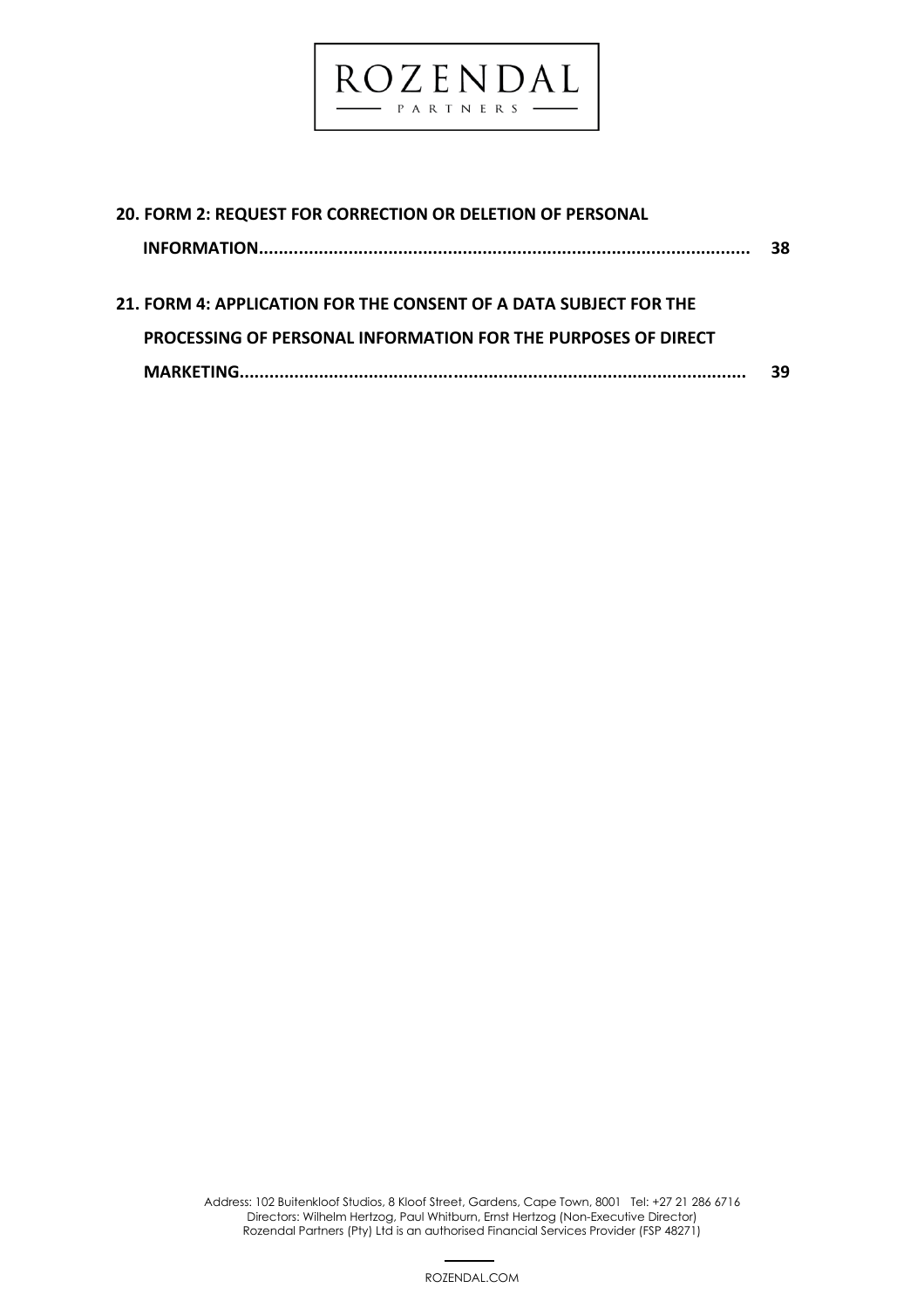**20. FORM 2: REQUEST FOR CORRECTION OR DELETION OF PERSONAL INFORMATION.................................................................................................. 38**

**21. FORM 4: APPLICATION FOR THE CONSENT OF A DATA SUBJECT FOR THE PROCESSING OF PERSONAL INFORMATION FOR THE PURPOSES OF DIRECT MARKETING..................................................................................................... 39**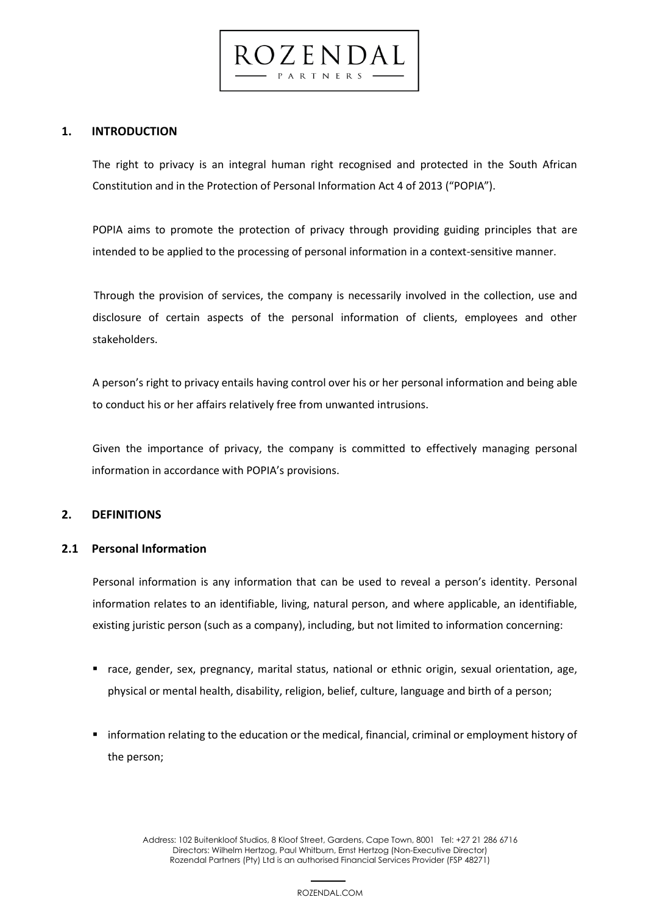## 1. INTRODUCTION

The right to privacy is an integral human right recognised and protected in the South African Constitution and in the Protection of Personal Information Act 4 of 2013 ("POPIA").

POPIA aims to promote the protection of privacy through providing guiding principles that are intended to be applied to the processing of personal information in a context-sensitive manner.

Through the provision of services, the company is necessarily involved in the collection, use and disclosure of certain aspects of the personal information of clients, employees and other stakeholders.

A person's right to privacy entails having control over his or her personal information and being able to conduct his or her affairs relatively free from unwanted intrusions.

Given the importance of privacy, the company is committed to effectively managing personal information in accordance with POPIA's provisions.

## 2. DEFINITIONS

### 2.1 Personal Information

Personal information is any information that can be used to reveal a person's identity. Personal information relates to an identifiable, living, natural person, and where applicable, an identifiable, existing juristic person (such as a company), including, but not limited to information concerning:

- race, gender, sex, pregnancy, marital status, national or ethnic origin, sexual orientation, age, physical or mental health, disability, religion, belief, culture, language and birth of a person;
- information relating to the education or the medical, financial, criminal or employment history of the person;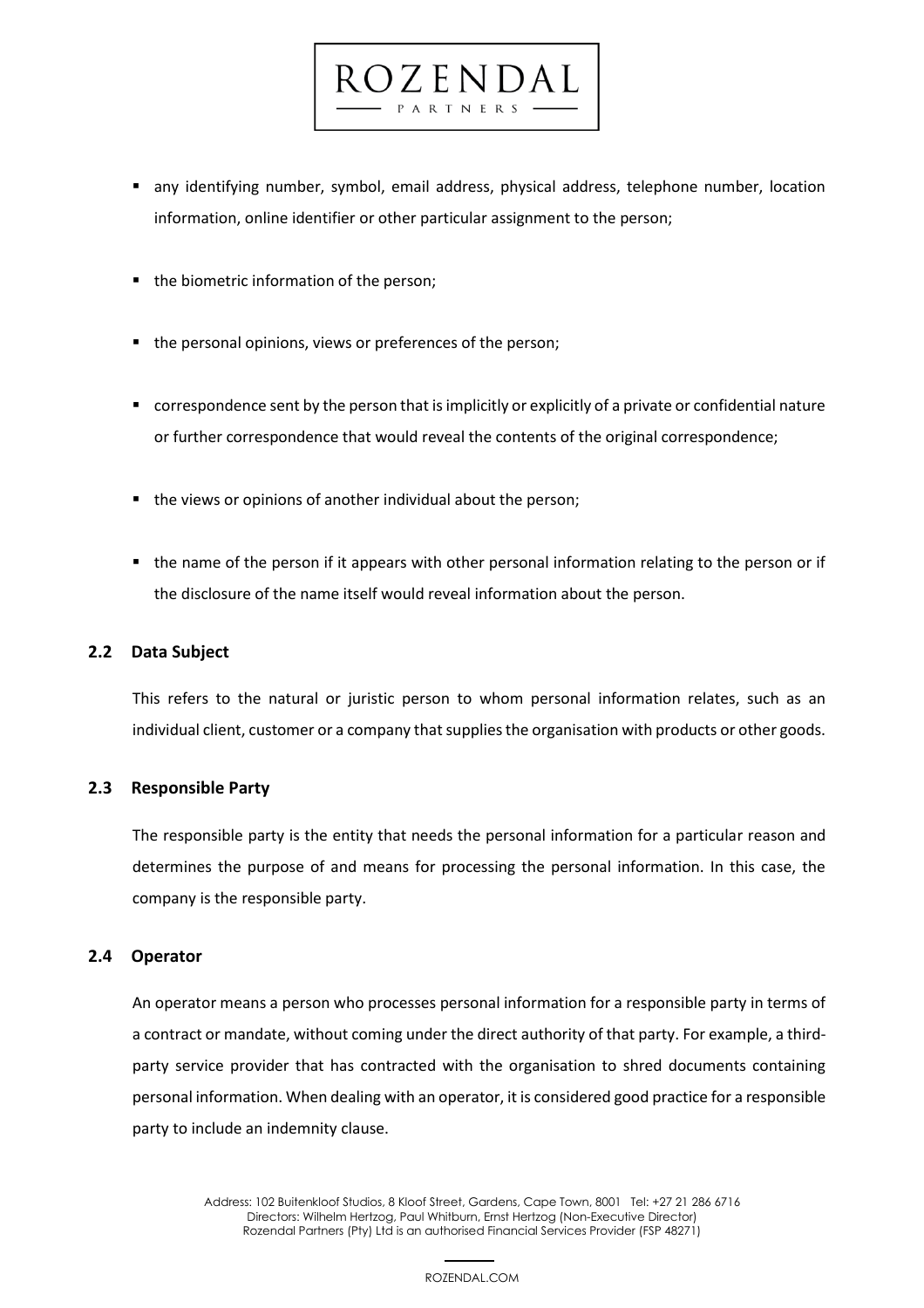- any identifying number, symbol, email address, physical address, telephone number, location information, online identifier or other particular assignment to the person;
- the biometric information of the person;
- the personal opinions, views or preferences of the person;
- correspondence sent by the person that is implicitly or explicitly of a private or confidential nature or further correspondence that would reveal the contents of the original correspondence;
- the views or opinions of another individual about the person;
- the name of the person if it appears with other personal information relating to the person or if the disclosure of the name itself would reveal information about the person.

### 2.2 Data Subject

This refers to the natural or juristic person to whom personal information relates, such as an individual client, customer or a company that supplies the organisation with products or other goods.

### 2.3 Responsible Party

The responsible party is the entity that needs the personal information for a particular reason and determines the purpose of and means for processing the personal information. In this case, the company is the responsible party.

### 2.4 Operator

An operator means a person who processes personal information for a responsible party in terms of a contract or mandate, without coming under the direct authority of that party. For example, a third-party service provider that has contracted with the organisation to shred documents containing personal information. When dealing with an operator, it is considered good practice for a responsible party to include an indemnity clause.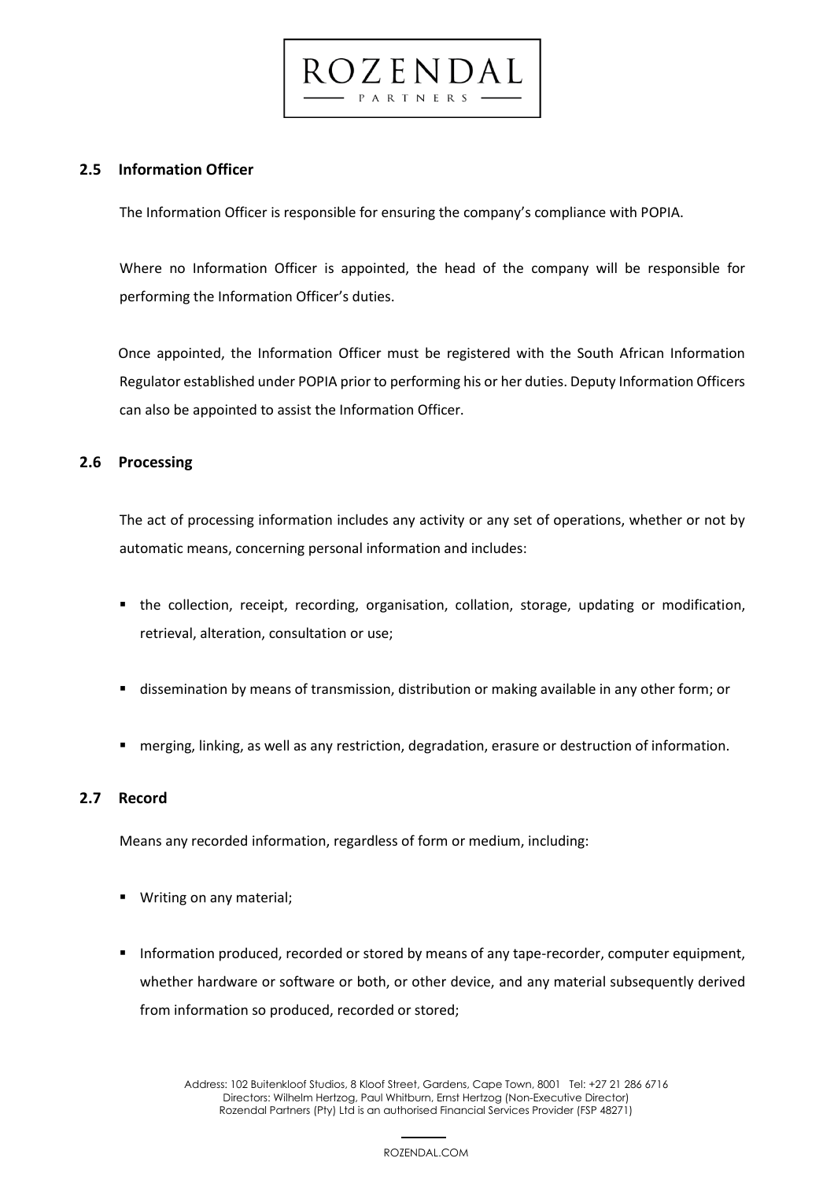### 2.5 Information Officer

The Information Officer is responsible for ensuring the company's compliance with POPIA.

Where no Information Officer is appointed, the head of the company will be responsible for performing the Information Officer's duties.

Once appointed, the Information Officer must be registered with the South African Information Regulator established under POPIA prior to performing his or her duties. Deputy Information Officers can also be appointed to assist the Information Officer.

### 2.6 Processing

The act of processing information includes any activity or any set of operations, whether or not by automatic means, concerning personal information and includes:

- the collection, receipt, recording, organisation, collation, storage, updating or modification, retrieval, alteration, consultation or use;
- dissemination by means of transmission, distribution or making available in any other form; or
- merging, linking, as well as any restriction, degradation, erasure or destruction of information.

### 2.7 Record

Means any recorded information, regardless of form or medium, including:

- Writing on any material;
- Information produced, recorded or stored by means of any tape-recorder, computer equipment, whether hardware or software or both, or other device, and any material subsequently derived from information so produced, recorded or stored;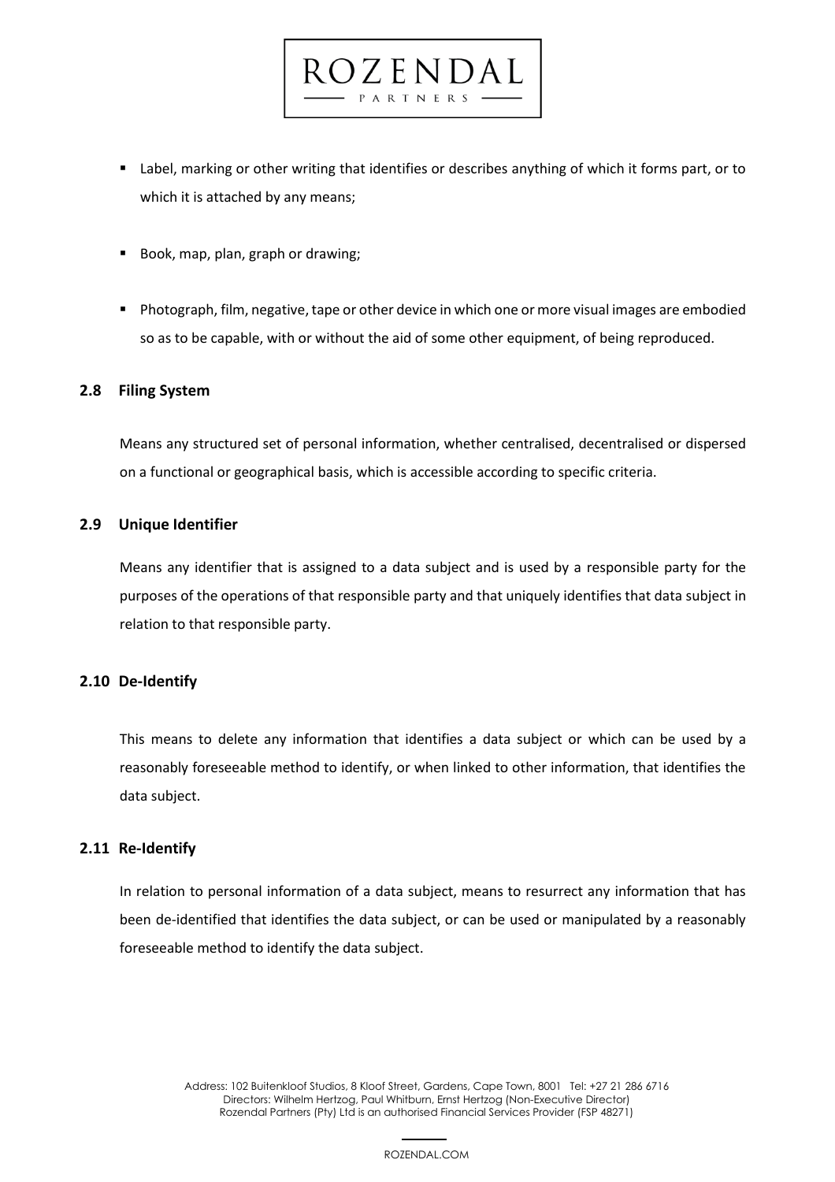- Label, marking or other writing that identifies or describes anything of which it forms part, or to which it is attached by any means;
- Book, map, plan, graph or drawing;
- Photograph, film, negative, tape or other device in which one or more visual images are embodied so as to be capable, with or without the aid of some other equipment, of being reproduced.

### 2.8 Filing System

Means any structured set of personal information, whether centralised, decentralised or dispersed on a functional or geographical basis, which is accessible according to specific criteria.

### 2.9 Unique Identifier

Means any identifier that is assigned to a data subject and is used by a responsible party for the purposes of the operations of that responsible party and that uniquely identifies that data subject in relation to that responsible party.

### 2.10 De-Identify

This means to delete any information that identifies a data subject or which can be used by a reasonably foreseeable method to identify, or when linked to other information, that identifies the data subject.

### 2.11 Re-Identify

In relation to personal information of a data subject, means to resurrect any information that has been de-identified that identifies the data subject, or can be used or manipulated by a reasonably foreseeable method to identify the data subject.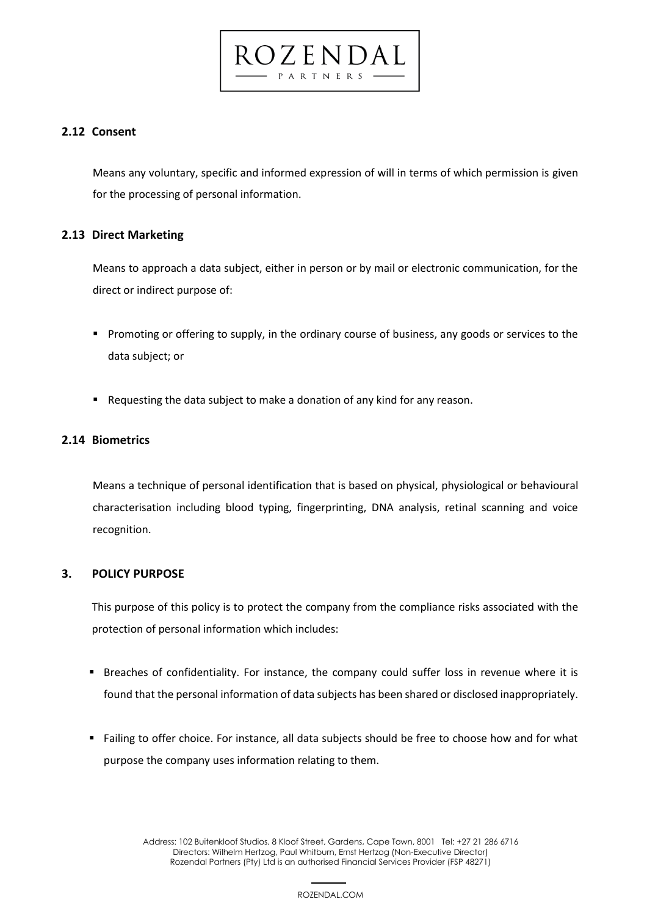### 2.12 Consent

Means any voluntary, specific and informed expression of will in terms of which permission is given for the processing of personal information.

### 2.13 Direct Marketing

Means to approach a data subject, either in person or by mail or electronic communication, for the direct or indirect purpose of:

- Promoting or offering to supply, in the ordinary course of business, any goods or services to the data subject; or
- Requesting the data subject to make a donation of any kind for any reason.

### 2.14 Biometrics

Means a technique of personal identification that is based on physical, physiological or behavioural characterisation including blood typing, fingerprinting, DNA analysis, retinal scanning and voice recognition.

## 3. POLICY PURPOSE

This purpose of this policy is to protect the company from the compliance risks associated with the protection of personal information which includes:

- Breaches of confidentiality. For instance, the company could suffer loss in revenue where it is found that the personal information of data subjects has been shared or disclosed inappropriately.
- Failing to offer choice. For instance, all data subjects should be free to choose how and for what purpose the company uses information relating to them.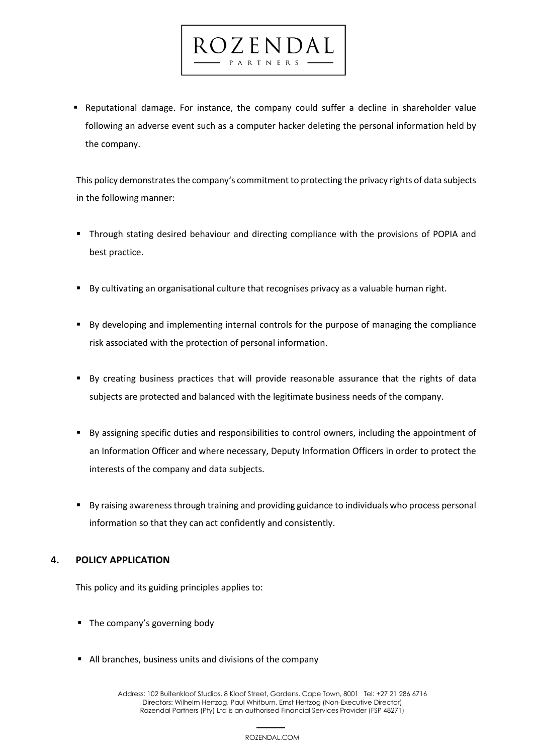- Reputational damage. For instance, the company could suffer a decline in shareholder value following an adverse event such as a computer hacker deleting the personal information held by the company.

This policy demonstrates the company's commitment to protecting the privacy rights of data subjects in the following manner:

- Through stating desired behaviour and directing compliance with the provisions of POPIA and best practice.
- By cultivating an organisational culture that recognises privacy as a valuable human right.
- By developing and implementing internal controls for the purpose of managing the compliance risk associated with the protection of personal information.
- By creating business practices that will provide reasonable assurance that the rights of data subjects are protected and balanced with the legitimate business needs of the company.
- By assigning specific duties and responsibilities to control owners, including the appointment of an Information Officer and where necessary, Deputy Information Officers in order to protect the interests of the company and data subjects.
- By raising awareness through training and providing guidance to individuals who process personal information so that they can act confidently and consistently.

## 4. POLICY APPLICATION

This policy and its guiding principles applies to:

- The company's governing body
- All branches, business units and divisions of the company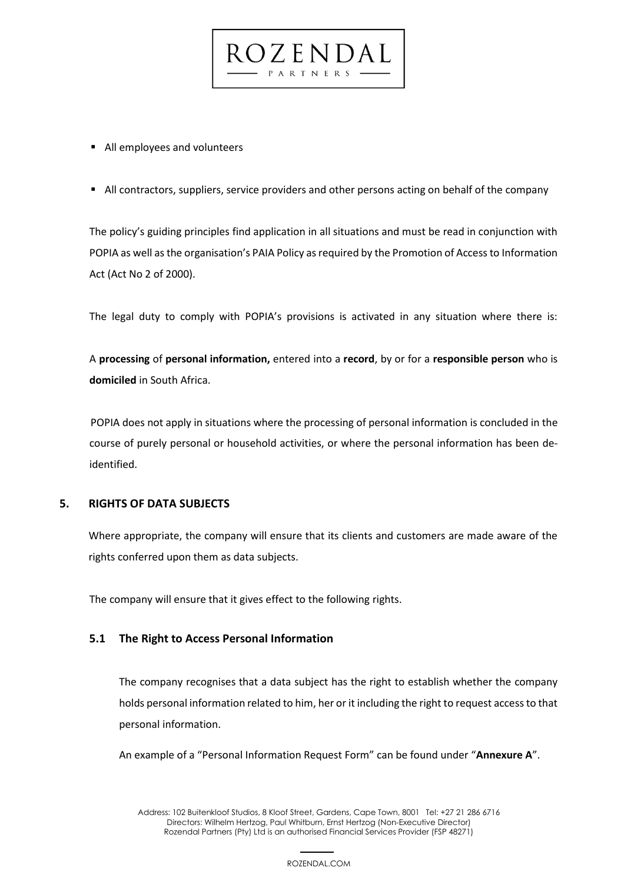- All employees and volunteers
- All contractors, suppliers, service providers and other persons acting on behalf of the company

The policy's guiding principles find application in all situations and must be read in conjunction with POPIA as well as the organisation's PAIA Policy as required by the Promotion of Access to Information Act (Act No 2 of 2000).

The legal duty to comply with POPIA's provisions is activated in any situation where there is:

A **processing** of **personal information,** entered into a **record**, by or for a **responsible person** who is **domiciled** in South Africa.

POPIA does not apply in situations where the processing of personal information is concluded in the course of purely personal or household activities, or where the personal information has been de-identified.

## 5. RIGHTS OF DATA SUBJECTS

Where appropriate, the company will ensure that its clients and customers are made aware of the rights conferred upon them as data subjects.

The company will ensure that it gives effect to the following rights.

### 5.1 The Right to Access Personal Information

The company recognises that a data subject has the right to establish whether the company holds personal information related to him, her or it including the right to request access to that personal information.

An example of a "Personal Information Request Form" can be found under "**Annexure A**".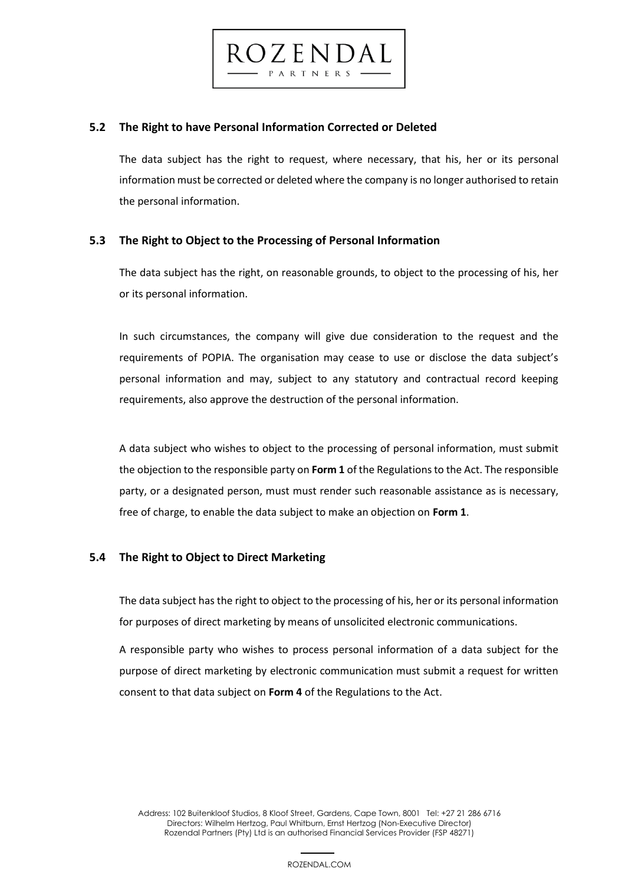### 5.2 The Right to have Personal Information Corrected or Deleted

The data subject has the right to request, where necessary, that his, her or its personal information must be corrected or deleted where the company is no longer authorised to retain the personal information.

### 5.3 The Right to Object to the Processing of Personal Information

The data subject has the right, on reasonable grounds, to object to the processing of his, her or its personal information.

In such circumstances, the company will give due consideration to the request and the requirements of POPIA. The organisation may cease to use or disclose the data subject's personal information and may, subject to any statutory and contractual record keeping requirements, also approve the destruction of the personal information.

A data subject who wishes to object to the processing of personal information, must submit the objection to the responsible party on **Form 1** of the Regulations to the Act. The responsible party, or a designated person, must must render such reasonable assistance as is necessary, free of charge, to enable the data subject to make an objection on **Form 1**.

### 5.4 The Right to Object to Direct Marketing

The data subject has the right to object to the processing of his, her or its personal information for purposes of direct marketing by means of unsolicited electronic communications.

A responsible party who wishes to process personal information of a data subject for the purpose of direct marketing by electronic communication must submit a request for written consent to that data subject on **Form 4** of the Regulations to the Act.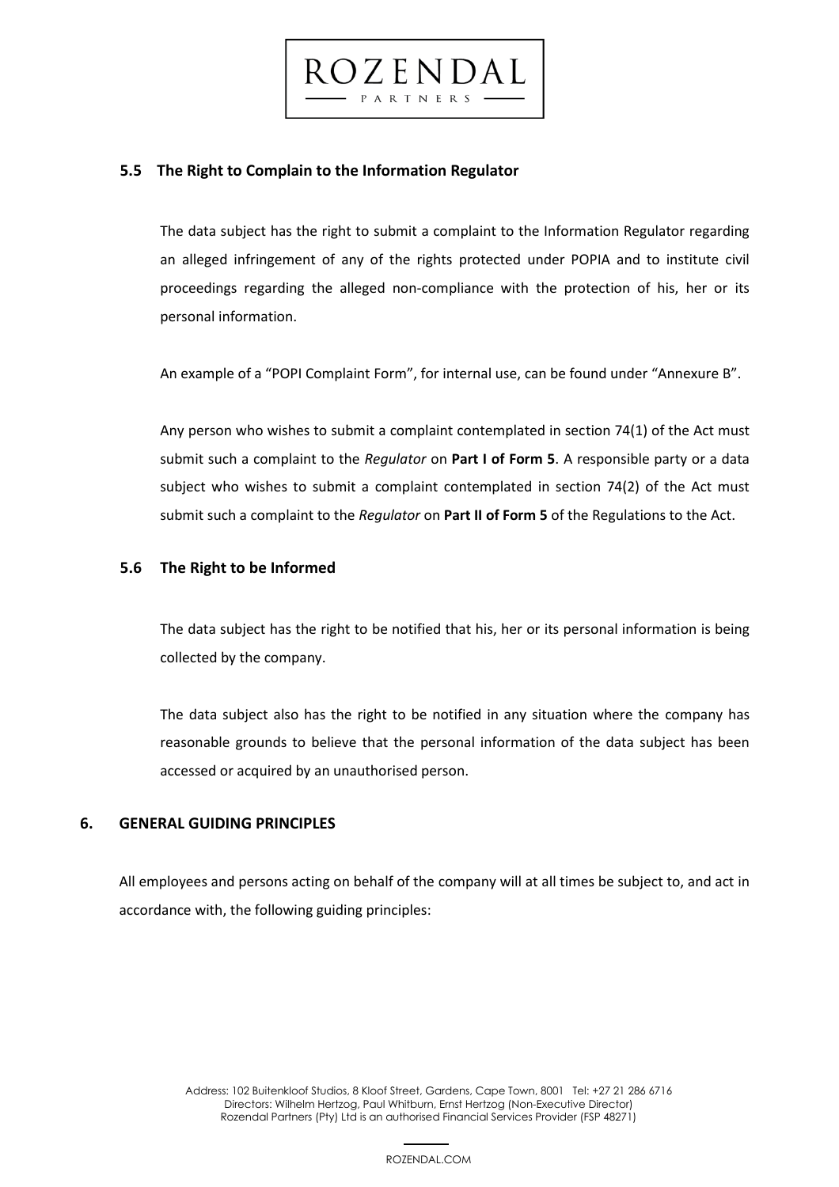### 5.5 The Right to Complain to the Information Regulator

The data subject has the right to submit a complaint to the Information Regulator regarding an alleged infringement of any of the rights protected under POPIA and to institute civil proceedings regarding the alleged non-compliance with the protection of his, her or its personal information.

An example of a "POPI Complaint Form", for internal use, can be found under "Annexure B".

Any person who wishes to submit a complaint contemplated in section 74(1) of the Act must submit such a complaint to the *Regulator* on **Part I of Form 5**. A responsible party or a data subject who wishes to submit a complaint contemplated in section 74(2) of the Act must submit such a complaint to the *Regulator* on **Part II of Form 5** of the Regulations to the Act.

### 5.6 The Right to be Informed

The data subject has the right to be notified that his, her or its personal information is being collected by the company.

The data subject also has the right to be notified in any situation where the company has reasonable grounds to believe that the personal information of the data subject has been accessed or acquired by an unauthorised person.

## 6. GENERAL GUIDING PRINCIPLES

All employees and persons acting on behalf of the company will at all times be subject to, and act in accordance with, the following guiding principles: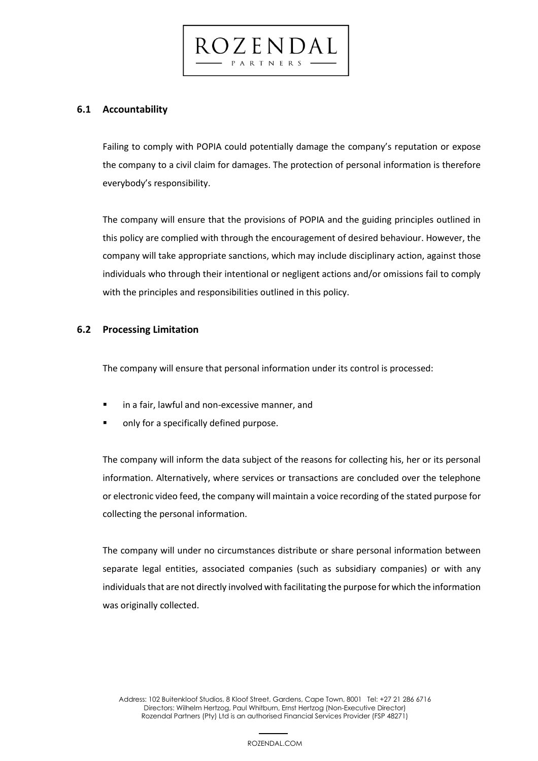### 6.1 Accountability

Failing to comply with POPIA could potentially damage the company's reputation or expose the company to a civil claim for damages. The protection of personal information is therefore everybody's responsibility.

The company will ensure that the provisions of POPIA and the guiding principles outlined in this policy are complied with through the encouragement of desired behaviour. However, the company will take appropriate sanctions, which may include disciplinary action, against those individuals who through their intentional or negligent actions and/or omissions fail to comply with the principles and responsibilities outlined in this policy.

### 6.2 Processing Limitation

The company will ensure that personal information under its control is processed:

- in a fair, lawful and non-excessive manner, and
- only for a specifically defined purpose.

The company will inform the data subject of the reasons for collecting his, her or its personal information. Alternatively, where services or transactions are concluded over the telephone or electronic video feed, the company will maintain a voice recording of the stated purpose for collecting the personal information.

The company will under no circumstances distribute or share personal information between separate legal entities, associated companies (such as subsidiary companies) or with any individuals that are not directly involved with facilitating the purpose for which the information was originally collected.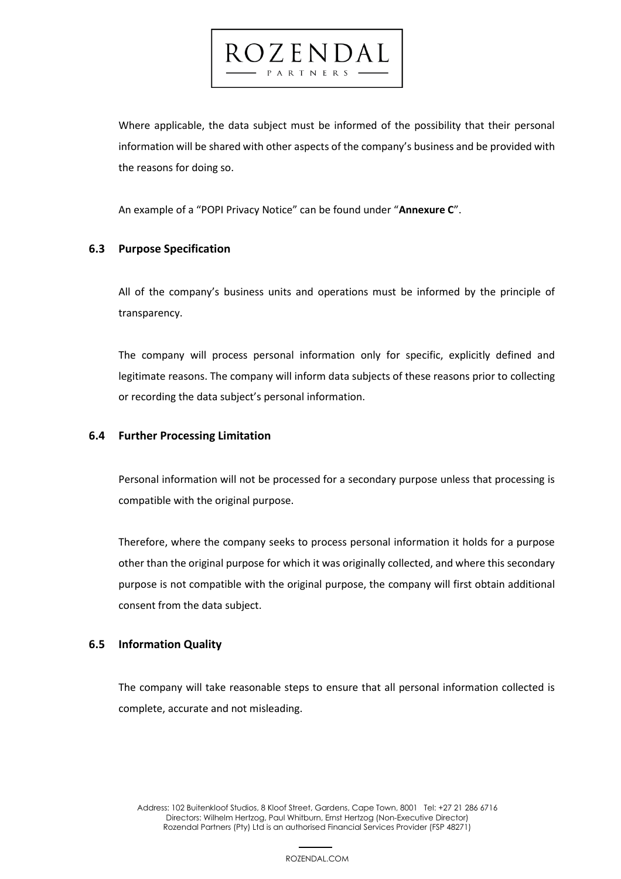Where applicable, the data subject must be informed of the possibility that their personal information will be shared with other aspects of the company's business and be provided with the reasons for doing so.

An example of a "POPI Privacy Notice" can be found under "**Annexure C**".

### 6.3 Purpose Specification

All of the company's business units and operations must be informed by the principle of transparency.

The company will process personal information only for specific, explicitly defined and legitimate reasons. The company will inform data subjects of these reasons prior to collecting or recording the data subject's personal information.

### 6.4 Further Processing Limitation

Personal information will not be processed for a secondary purpose unless that processing is compatible with the original purpose.

Therefore, where the company seeks to process personal information it holds for a purpose other than the original purpose for which it was originally collected, and where this secondary purpose is not compatible with the original purpose, the company will first obtain additional consent from the data subject.

### 6.5 Information Quality

The company will take reasonable steps to ensure that all personal information collected is complete, accurate and not misleading.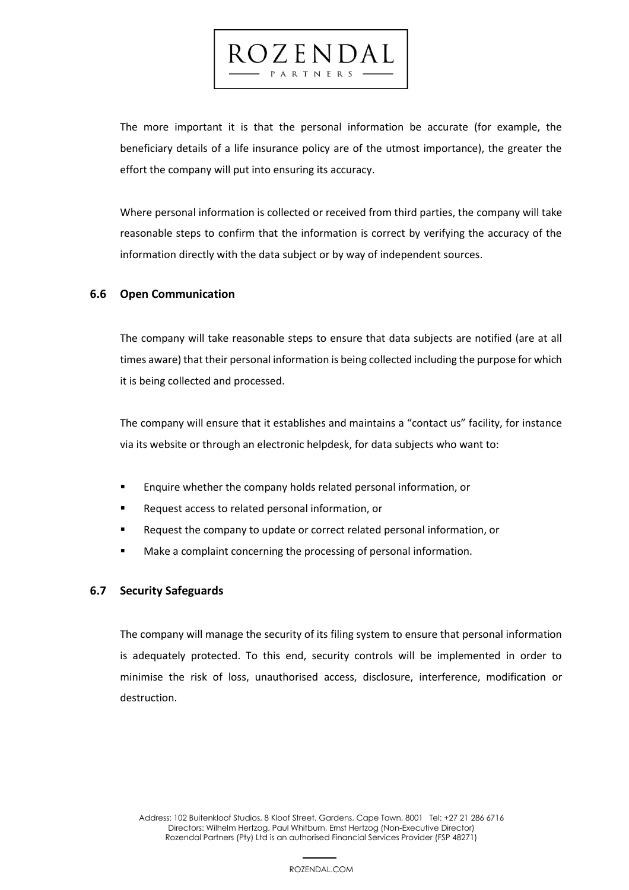The more important it is that the personal information be accurate (for example, the beneficiary details of a life insurance policy are of the utmost importance), the greater the effort the company will put into ensuring its accuracy.

Where personal information is collected or received from third parties, the company will take reasonable steps to confirm that the information is correct by verifying the accuracy of the information directly with the data subject or by way of independent sources.

### 6.6 Open Communication

The company will take reasonable steps to ensure that data subjects are notified (are at all times aware) that their personal information is being collected including the purpose for which it is being collected and processed.

The company will ensure that it establishes and maintains a "contact us" facility, for instance via its website or through an electronic helpdesk, for data subjects who want to:

- Enquire whether the company holds related personal information, or
- Request access to related personal information, or
- Request the company to update or correct related personal information, or
- Make a complaint concerning the processing of personal information.

### 6.7 Security Safeguards

The company will manage the security of its filing system to ensure that personal information is adequately protected. To this end, security controls will be implemented in order to minimise the risk of loss, unauthorised access, disclosure, interference, modification or destruction.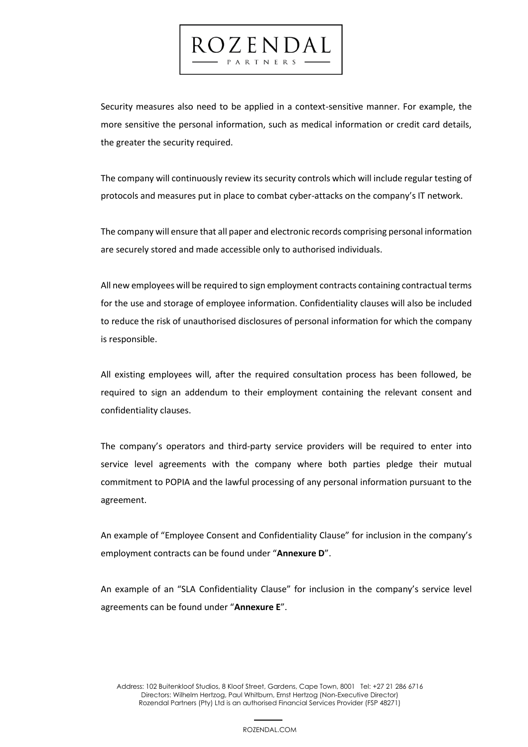Security measures also need to be applied in a context-sensitive manner. For example, the more sensitive the personal information, such as medical information or credit card details, the greater the security required.

The company will continuously review its security controls which will include regular testing of protocols and measures put in place to combat cyber-attacks on the company's IT network.

The company will ensure that all paper and electronic records comprising personal information are securely stored and made accessible only to authorised individuals.

All new employees will be required to sign employment contracts containing contractual terms for the use and storage of employee information. Confidentiality clauses will also be included to reduce the risk of unauthorised disclosures of personal information for which the company is responsible.

All existing employees will, after the required consultation process has been followed, be required to sign an addendum to their employment containing the relevant consent and confidentiality clauses.

The company's operators and third-party service providers will be required to enter into service level agreements with the company where both parties pledge their mutual commitment to POPIA and the lawful processing of any personal information pursuant to the agreement.

An example of "Employee Consent and Confidentiality Clause" for inclusion in the company's employment contracts can be found under "**Annexure D**".

An example of an "SLA Confidentiality Clause" for inclusion in the company's service level agreements can be found under "**Annexure E**".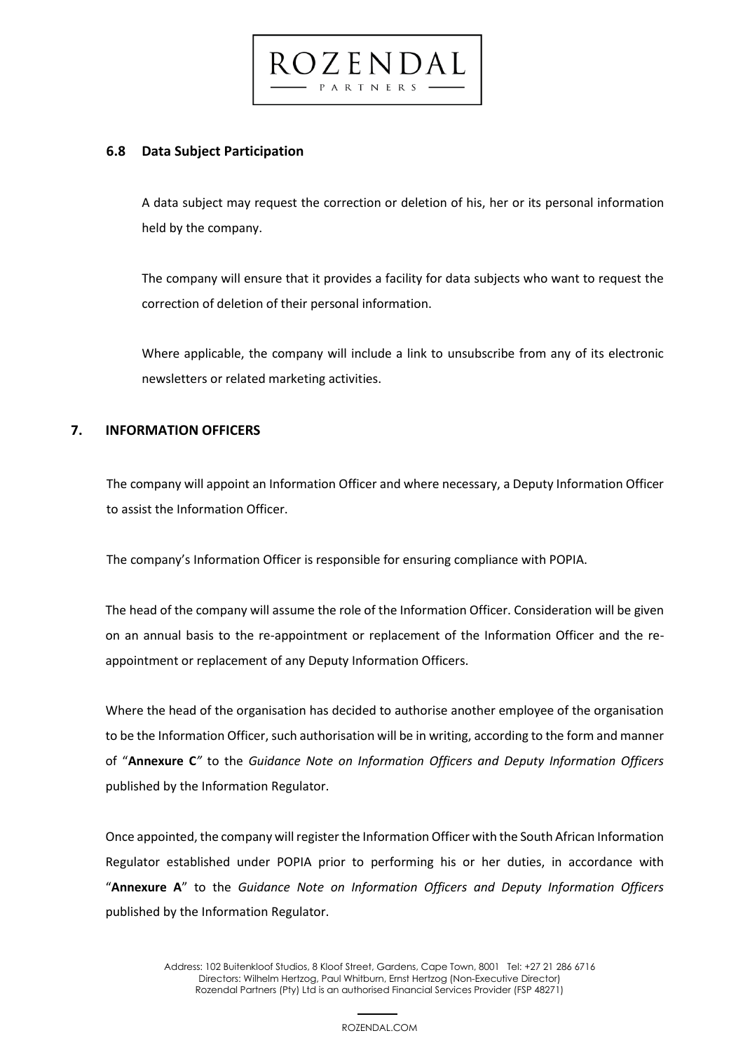### 6.8 Data Subject Participation

A data subject may request the correction or deletion of his, her or its personal information held by the company.

The company will ensure that it provides a facility for data subjects who want to request the correction of deletion of their personal information.

Where applicable, the company will include a link to unsubscribe from any of its electronic newsletters or related marketing activities.

## 7. INFORMATION OFFICERS

The company will appoint an Information Officer and where necessary, a Deputy Information Officer to assist the Information Officer.

The company's Information Officer is responsible for ensuring compliance with POPIA.

The head of the company will assume the role of the Information Officer. Consideration will be given on an annual basis to the re-appointment or replacement of the Information Officer and the re-appointment or replacement of any Deputy Information Officers.

Where the head of the organisation has decided to authorise another employee of the organisation to be the Information Officer, such authorisation will be in writing, according to the form and manner of "**Annexure C**" to the *Guidance Note on Information Officers and Deputy Information Officers* published by the Information Regulator.

Once appointed, the company will register the Information Officer with the South African Information Regulator established under POPIA prior to performing his or her duties, in accordance with "**Annexure A**" to the *Guidance Note on Information Officers and Deputy Information Officers* published by the Information Regulator.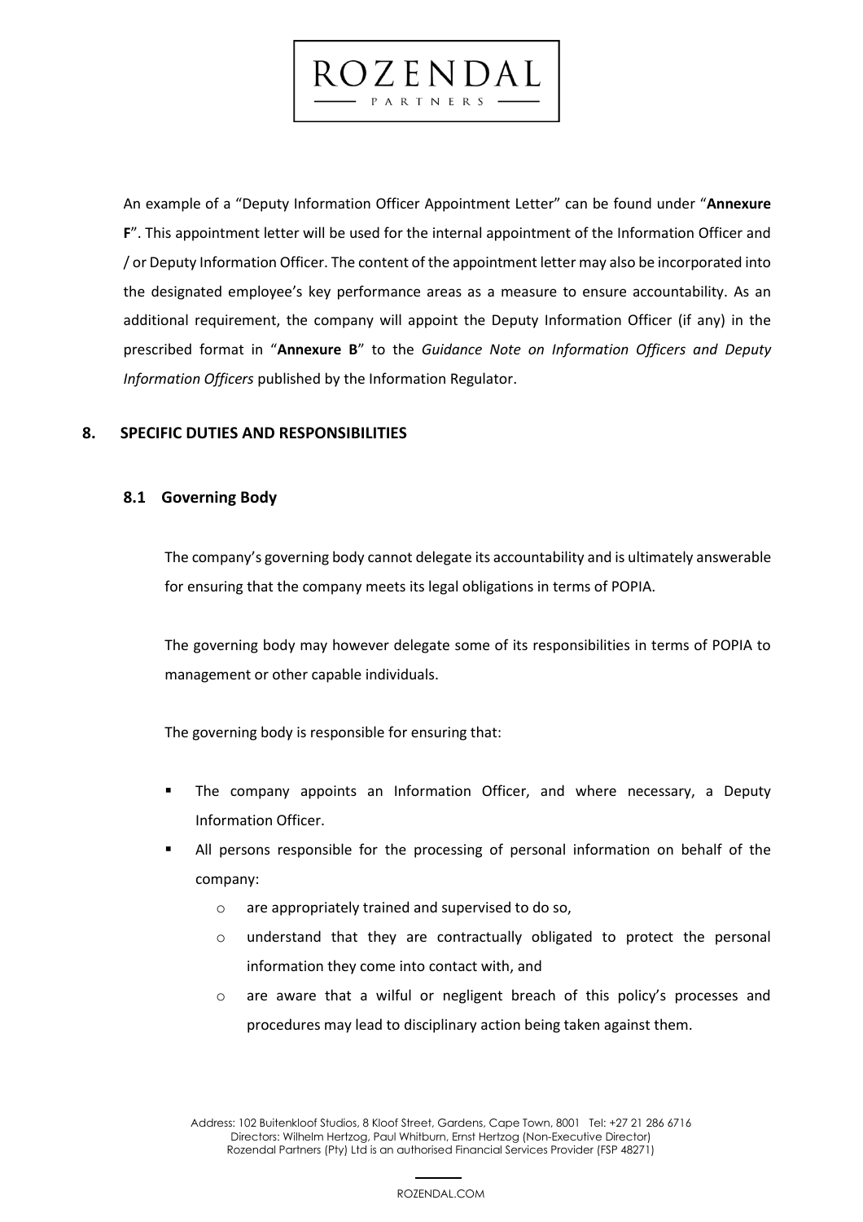An example of a "Deputy Information Officer Appointment Letter" can be found under "**Annexure F**". This appointment letter will be used for the internal appointment of the Information Officer and / or Deputy Information Officer. The content of the appointment letter may also be incorporated into the designated employee's key performance areas as a measure to ensure accountability. As an additional requirement, the company will appoint the Deputy Information Officer (if any) in the prescribed format in "**Annexure B**" to the *Guidance Note on Information Officers and Deputy Information Officers* published by the Information Regulator.

## 8. SPECIFIC DUTIES AND RESPONSIBILITIES

### 8.1 Governing Body

The company's governing body cannot delegate its accountability and is ultimately answerable for ensuring that the company meets its legal obligations in terms of POPIA.

The governing body may however delegate some of its responsibilities in terms of POPIA to management or other capable individuals.

The governing body is responsible for ensuring that:

- The company appoints an Information Officer, and where necessary, a Deputy Information Officer.
- All persons responsible for the processing of personal information on behalf of the company:
    - are appropriately trained and supervised to do so,
    - understand that they are contractually obligated to protect the personal information they come into contact with, and
    - are aware that a wilful or negligent breach of this policy's processes and procedures may lead to disciplinary action being taken against them.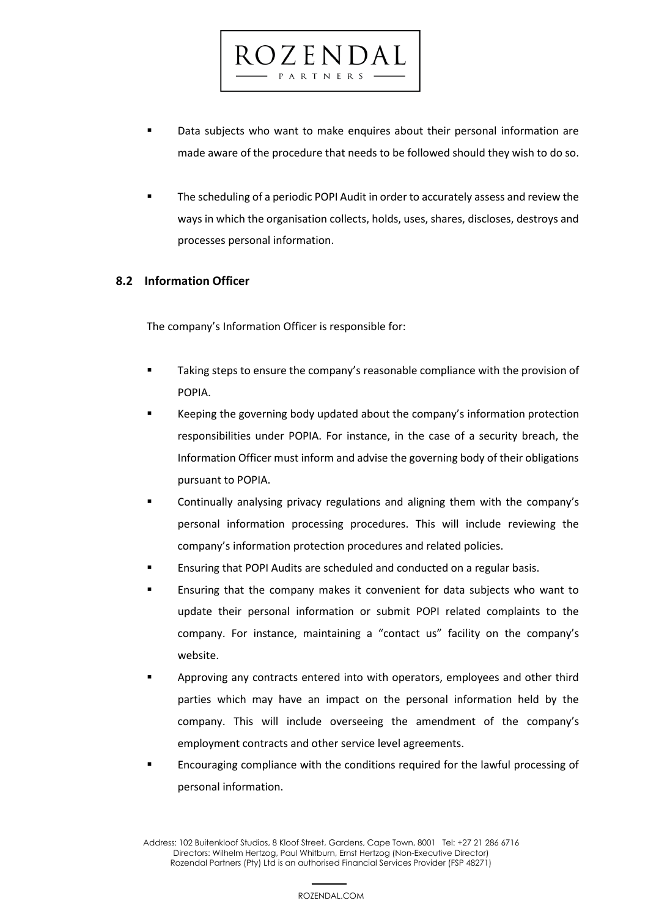- Data subjects who want to make enquires about their personal information are made aware of the procedure that needs to be followed should they wish to do so.

- The scheduling of a periodic POPI Audit in order to accurately assess and review the ways in which the organisation collects, holds, uses, shares, discloses, destroys and processes personal information.

### 8.2 Information Officer

The company's Information Officer is responsible for:

- Taking steps to ensure the company's reasonable compliance with the provision of POPIA.
- Keeping the governing body updated about the company's information protection responsibilities under POPIA. For instance, in the case of a security breach, the Information Officer must inform and advise the governing body of their obligations pursuant to POPIA.
- Continually analysing privacy regulations and aligning them with the company's personal information processing procedures. This will include reviewing the company's information protection procedures and related policies.
- Ensuring that POPI Audits are scheduled and conducted on a regular basis.
- Ensuring that the company makes it convenient for data subjects who want to update their personal information or submit POPI related complaints to the company. For instance, maintaining a "contact us" facility on the company's website.
- Approving any contracts entered into with operators, employees and other third parties which may have an impact on the personal information held by the company. This will include overseeing the amendment of the company's employment contracts and other service level agreements.
- Encouraging compliance with the conditions required for the lawful processing of personal information.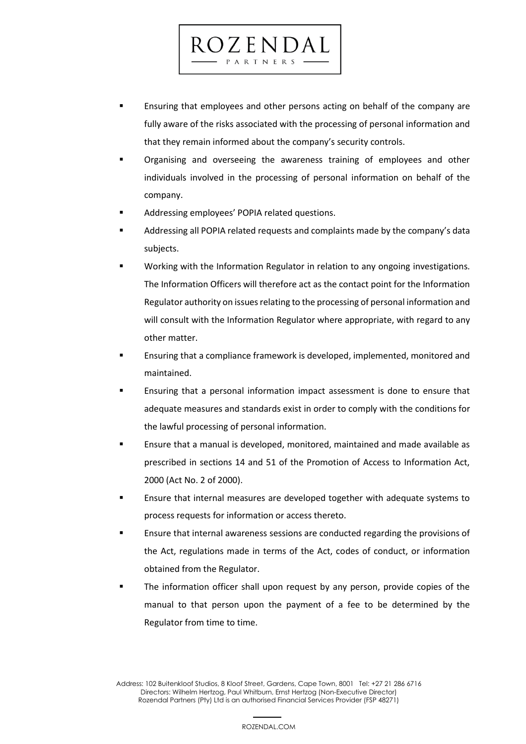- Ensuring that employees and other persons acting on behalf of the company are fully aware of the risks associated with the processing of personal information and that they remain informed about the company's security controls.
- Organising and overseeing the awareness training of employees and other individuals involved in the processing of personal information on behalf of the company.
- Addressing employees' POPIA related questions.
- Addressing all POPIA related requests and complaints made by the company's data subjects.
- Working with the Information Regulator in relation to any ongoing investigations. The Information Officers will therefore act as the contact point for the Information Regulator authority on issues relating to the processing of personal information and will consult with the Information Regulator where appropriate, with regard to any other matter.
- Ensuring that a compliance framework is developed, implemented, monitored and maintained.
- Ensuring that a personal information impact assessment is done to ensure that adequate measures and standards exist in order to comply with the conditions for the lawful processing of personal information.
- Ensure that a manual is developed, monitored, maintained and made available as prescribed in sections 14 and 51 of the Promotion of Access to Information Act, 2000 (Act No. 2 of 2000).
- Ensure that internal measures are developed together with adequate systems to process requests for information or access thereto.
- Ensure that internal awareness sessions are conducted regarding the provisions of the Act, regulations made in terms of the Act, codes of conduct, or information obtained from the Regulator.
- The information officer shall upon request by any person, provide copies of the manual to that person upon the payment of a fee to be determined by the Regulator from time to time.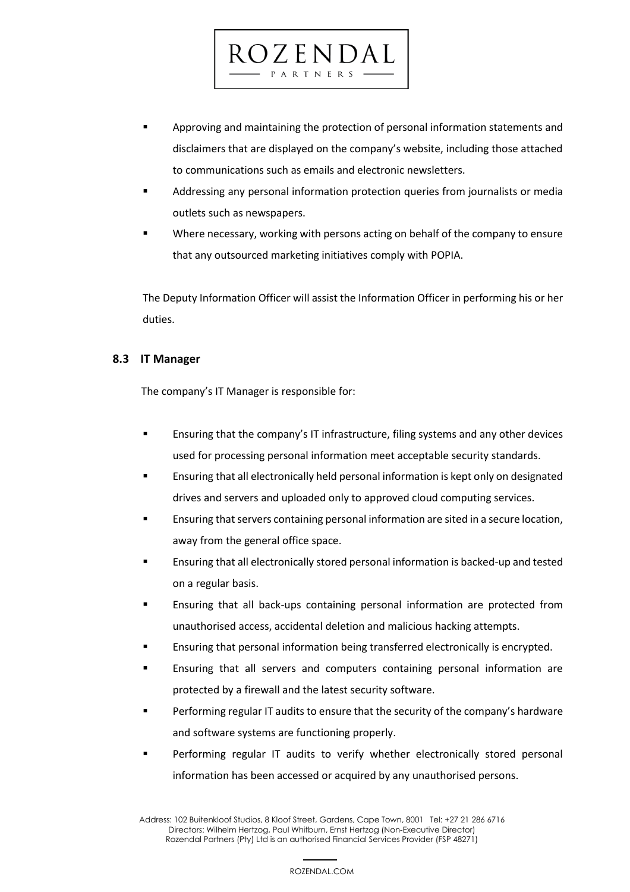- Approving and maintaining the protection of personal information statements and disclaimers that are displayed on the company's website, including those attached to communications such as emails and electronic newsletters.
- Addressing any personal information protection queries from journalists or media outlets such as newspapers.
- Where necessary, working with persons acting on behalf of the company to ensure that any outsourced marketing initiatives comply with POPIA.

The Deputy Information Officer will assist the Information Officer in performing his or her duties.

### 8.3 IT Manager

The company's IT Manager is responsible for:

- Ensuring that the company's IT infrastructure, filing systems and any other devices used for processing personal information meet acceptable security standards.
- Ensuring that all electronically held personal information is kept only on designated drives and servers and uploaded only to approved cloud computing services.
- Ensuring that servers containing personal information are sited in a secure location, away from the general office space.
- Ensuring that all electronically stored personal information is backed-up and tested on a regular basis.
- Ensuring that all back-ups containing personal information are protected from unauthorised access, accidental deletion and malicious hacking attempts.
- Ensuring that personal information being transferred electronically is encrypted.
- Ensuring that all servers and computers containing personal information are protected by a firewall and the latest security software.
- Performing regular IT audits to ensure that the security of the company's hardware and software systems are functioning properly.
- Performing regular IT audits to verify whether electronically stored personal information has been accessed or acquired by any unauthorised persons.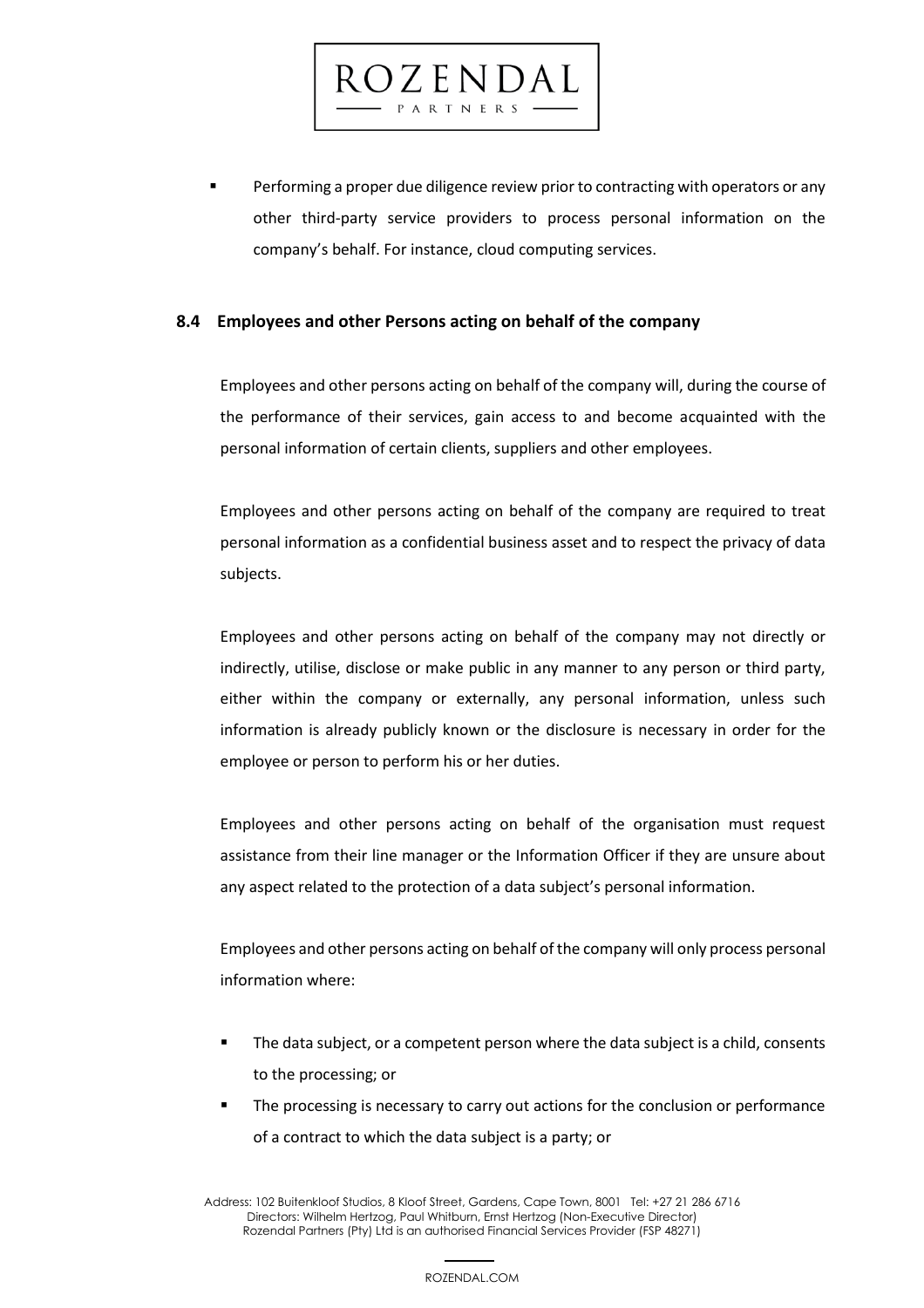- Performing a proper due diligence review prior to contracting with operators or any other third-party service providers to process personal information on the company's behalf. For instance, cloud computing services.

### 8.4 Employees and other Persons acting on behalf of the company

Employees and other persons acting on behalf of the company will, during the course of the performance of their services, gain access to and become acquainted with the personal information of certain clients, suppliers and other employees.

Employees and other persons acting on behalf of the company are required to treat personal information as a confidential business asset and to respect the privacy of data subjects.

Employees and other persons acting on behalf of the company may not directly or indirectly, utilise, disclose or make public in any manner to any person or third party, either within the company or externally, any personal information, unless such information is already publicly known or the disclosure is necessary in order for the employee or person to perform his or her duties.

Employees and other persons acting on behalf of the organisation must request assistance from their line manager or the Information Officer if they are unsure about any aspect related to the protection of a data subject's personal information.

Employees and other persons acting on behalf of the company will only process personal information where:

- The data subject, or a competent person where the data subject is a child, consents to the processing; or
- The processing is necessary to carry out actions for the conclusion or performance of a contract to which the data subject is a party; or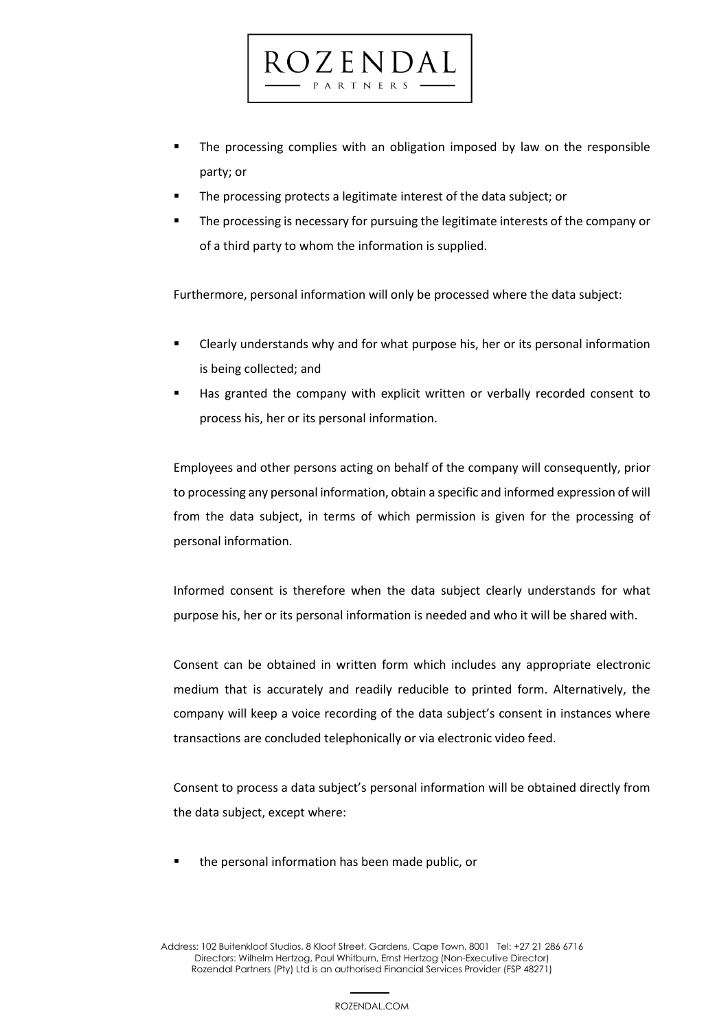- The processing complies with an obligation imposed by law on the responsible party; or
- The processing protects a legitimate interest of the data subject; or
- The processing is necessary for pursuing the legitimate interests of the company or of a third party to whom the information is supplied.

Furthermore, personal information will only be processed where the data subject:

- Clearly understands why and for what purpose his, her or its personal information is being collected; and
- Has granted the company with explicit written or verbally recorded consent to process his, her or its personal information.

Employees and other persons acting on behalf of the company will consequently, prior to processing any personal information, obtain a specific and informed expression of will from the data subject, in terms of which permission is given for the processing of personal information.

Informed consent is therefore when the data subject clearly understands for what purpose his, her or its personal information is needed and who it will be shared with.

Consent can be obtained in written form which includes any appropriate electronic medium that is accurately and readily reducible to printed form. Alternatively, the company will keep a voice recording of the data subject's consent in instances where transactions are concluded telephonically or via electronic video feed.

Consent to process a data subject's personal information will be obtained directly from the data subject, except where:

- the personal information has been made public, or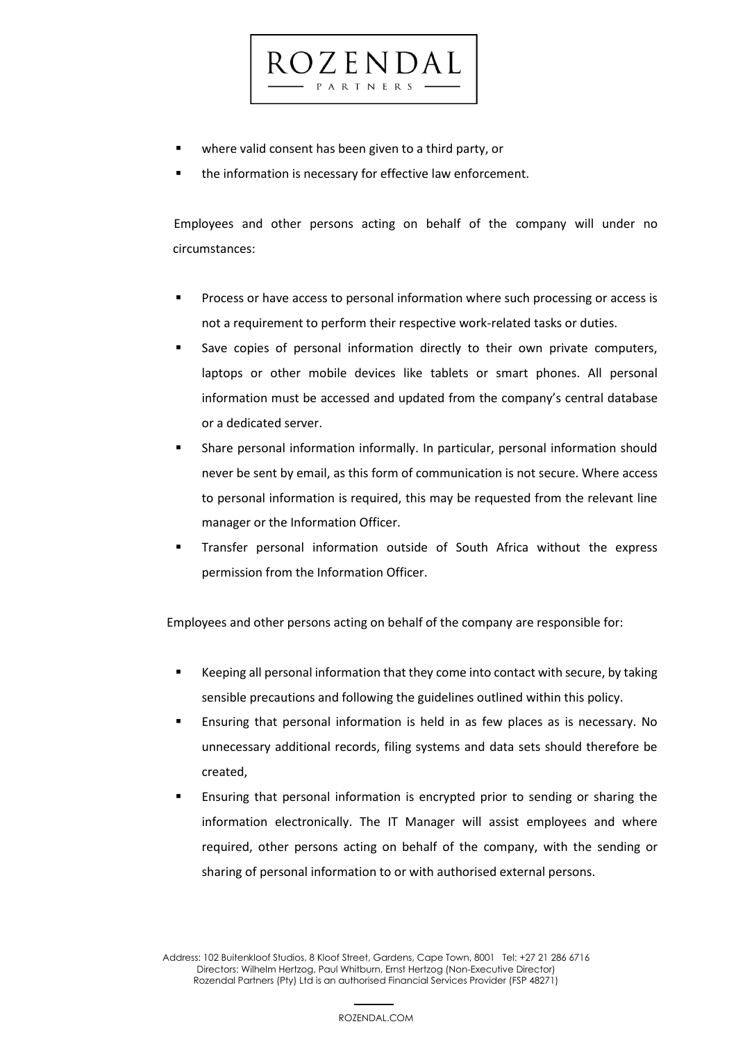- where valid consent has been given to a third party, or
- the information is necessary for effective law enforcement.

Employees and other persons acting on behalf of the company will under no circumstances:

- Process or have access to personal information where such processing or access is not a requirement to perform their respective work-related tasks or duties.
- Save copies of personal information directly to their own private computers, laptops or other mobile devices like tablets or smart phones. All personal information must be accessed and updated from the company's central database or a dedicated server.
- Share personal information informally. In particular, personal information should never be sent by email, as this form of communication is not secure. Where access to personal information is required, this may be requested from the relevant line manager or the Information Officer.
- Transfer personal information outside of South Africa without the express permission from the Information Officer.

Employees and other persons acting on behalf of the company are responsible for:

- Keeping all personal information that they come into contact with secure, by taking sensible precautions and following the guidelines outlined within this policy.
- Ensuring that personal information is held in as few places as is necessary. No unnecessary additional records, filing systems and data sets should therefore be created,
- Ensuring that personal information is encrypted prior to sending or sharing the information electronically. The IT Manager will assist employees and where required, other persons acting on behalf of the company, with the sending or sharing of personal information to or with authorised external persons.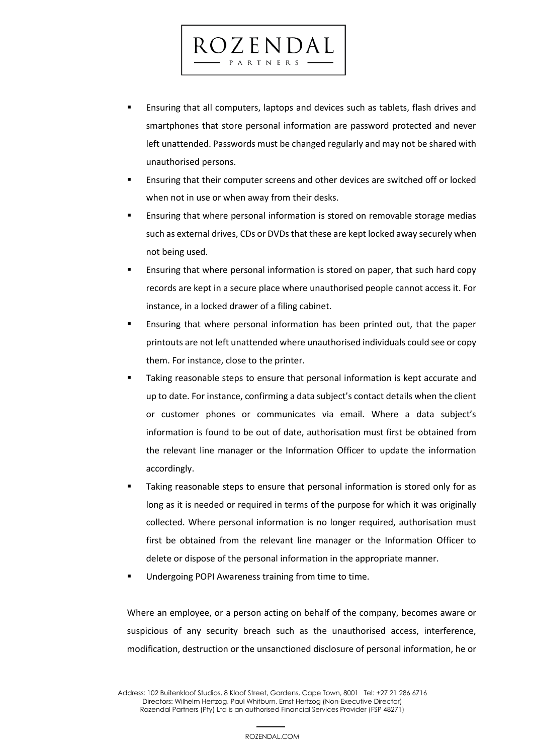- Ensuring that all computers, laptops and devices such as tablets, flash drives and smartphones that store personal information are password protected and never left unattended. Passwords must be changed regularly and may not be shared with unauthorised persons.
- Ensuring that their computer screens and other devices are switched off or locked when not in use or when away from their desks.
- Ensuring that where personal information is stored on removable storage medias such as external drives, CDs or DVDs that these are kept locked away securely when not being used.
- Ensuring that where personal information is stored on paper, that such hard copy records are kept in a secure place where unauthorised people cannot access it. For instance, in a locked drawer of a filing cabinet.
- Ensuring that where personal information has been printed out, that the paper printouts are not left unattended where unauthorised individuals could see or copy them. For instance, close to the printer.
- Taking reasonable steps to ensure that personal information is kept accurate and up to date. For instance, confirming a data subject's contact details when the client or customer phones or communicates via email. Where a data subject's information is found to be out of date, authorisation must first be obtained from the relevant line manager or the Information Officer to update the information accordingly.
- Taking reasonable steps to ensure that personal information is stored only for as long as it is needed or required in terms of the purpose for which it was originally collected. Where personal information is no longer required, authorisation must first be obtained from the relevant line manager or the Information Officer to delete or dispose of the personal information in the appropriate manner.
- Undergoing POPI Awareness training from time to time.

Where an employee, or a person acting on behalf of the company, becomes aware or suspicious of any security breach such as the unauthorised access, interference, modification, destruction or the unsanctioned disclosure of personal information, he or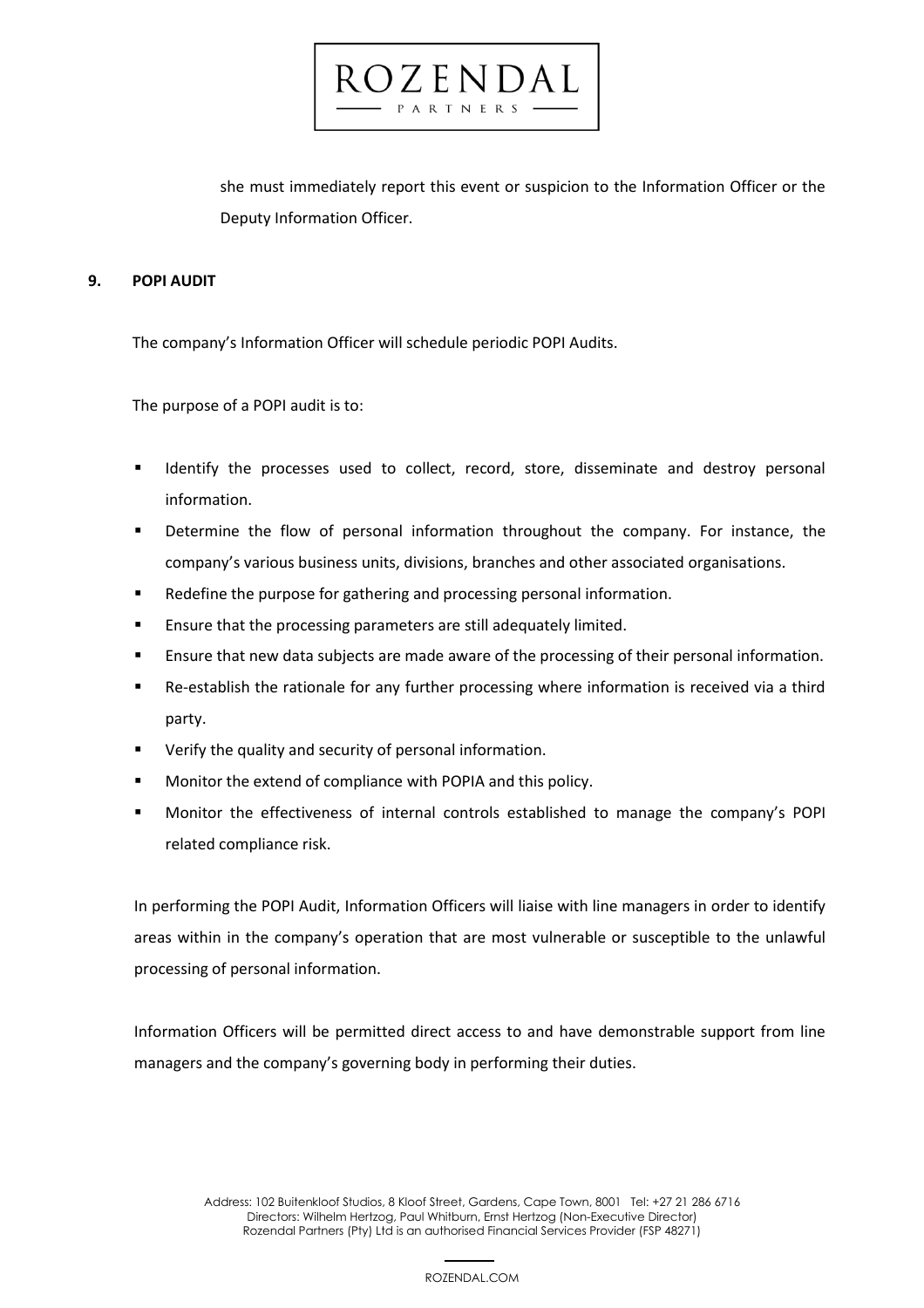she must immediately report this event or suspicion to the Information Officer or the Deputy Information Officer.

## 9. POPI AUDIT

The company's Information Officer will schedule periodic POPI Audits.

The purpose of a POPI audit is to:

- Identify the processes used to collect, record, store, disseminate and destroy personal information.
- Determine the flow of personal information throughout the company. For instance, the company's various business units, divisions, branches and other associated organisations.
- Redefine the purpose for gathering and processing personal information.
- Ensure that the processing parameters are still adequately limited.
- Ensure that new data subjects are made aware of the processing of their personal information.
- Re-establish the rationale for any further processing where information is received via a third party.
- Verify the quality and security of personal information.
- Monitor the extend of compliance with POPIA and this policy.
- Monitor the effectiveness of internal controls established to manage the company's POPI related compliance risk.

In performing the POPI Audit, Information Officers will liaise with line managers in order to identify areas within in the company's operation that are most vulnerable or susceptible to the unlawful processing of personal information.

Information Officers will be permitted direct access to and have demonstrable support from line managers and the company's governing body in performing their duties.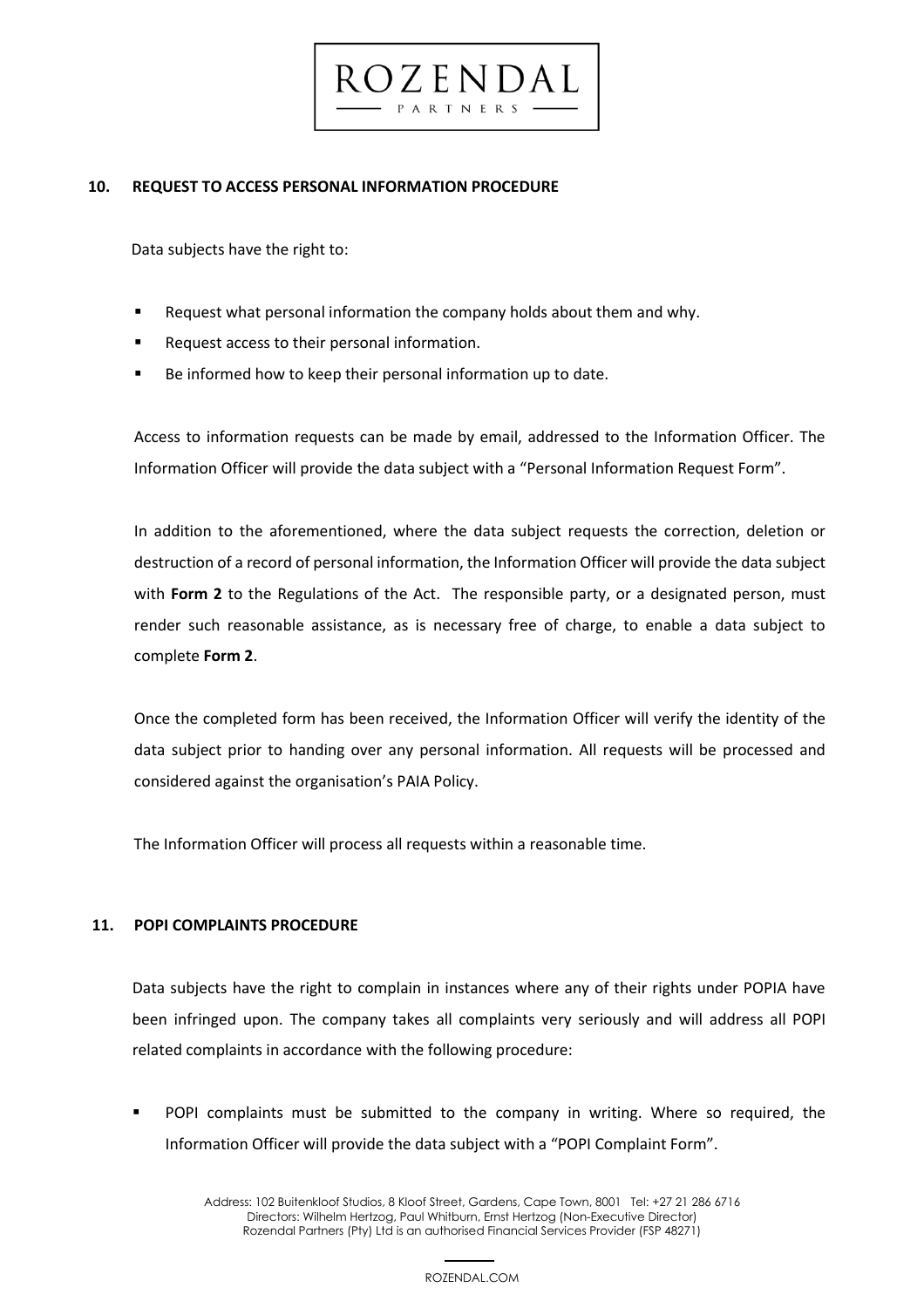## 10. REQUEST TO ACCESS PERSONAL INFORMATION PROCEDURE

Data subjects have the right to:

- Request what personal information the company holds about them and why.
- Request access to their personal information.
- Be informed how to keep their personal information up to date.

Access to information requests can be made by email, addressed to the Information Officer. The Information Officer will provide the data subject with a "Personal Information Request Form".

In addition to the aforementioned, where the data subject requests the correction, deletion or destruction of a record of personal information, the Information Officer will provide the data subject with **Form 2** to the Regulations of the Act. The responsible party, or a designated person, must render such reasonable assistance, as is necessary free of charge, to enable a data subject to complete **Form 2**.

Once the completed form has been received, the Information Officer will verify the identity of the data subject prior to handing over any personal information. All requests will be processed and considered against the organisation's PAIA Policy.

The Information Officer will process all requests within a reasonable time.

## 11. POPI COMPLAINTS PROCEDURE

Data subjects have the right to complain in instances where any of their rights under POPIA have been infringed upon. The company takes all complaints very seriously and will address all POPI related complaints in accordance with the following procedure:

- POPI complaints must be submitted to the company in writing. Where so required, the Information Officer will provide the data subject with a "POPI Complaint Form".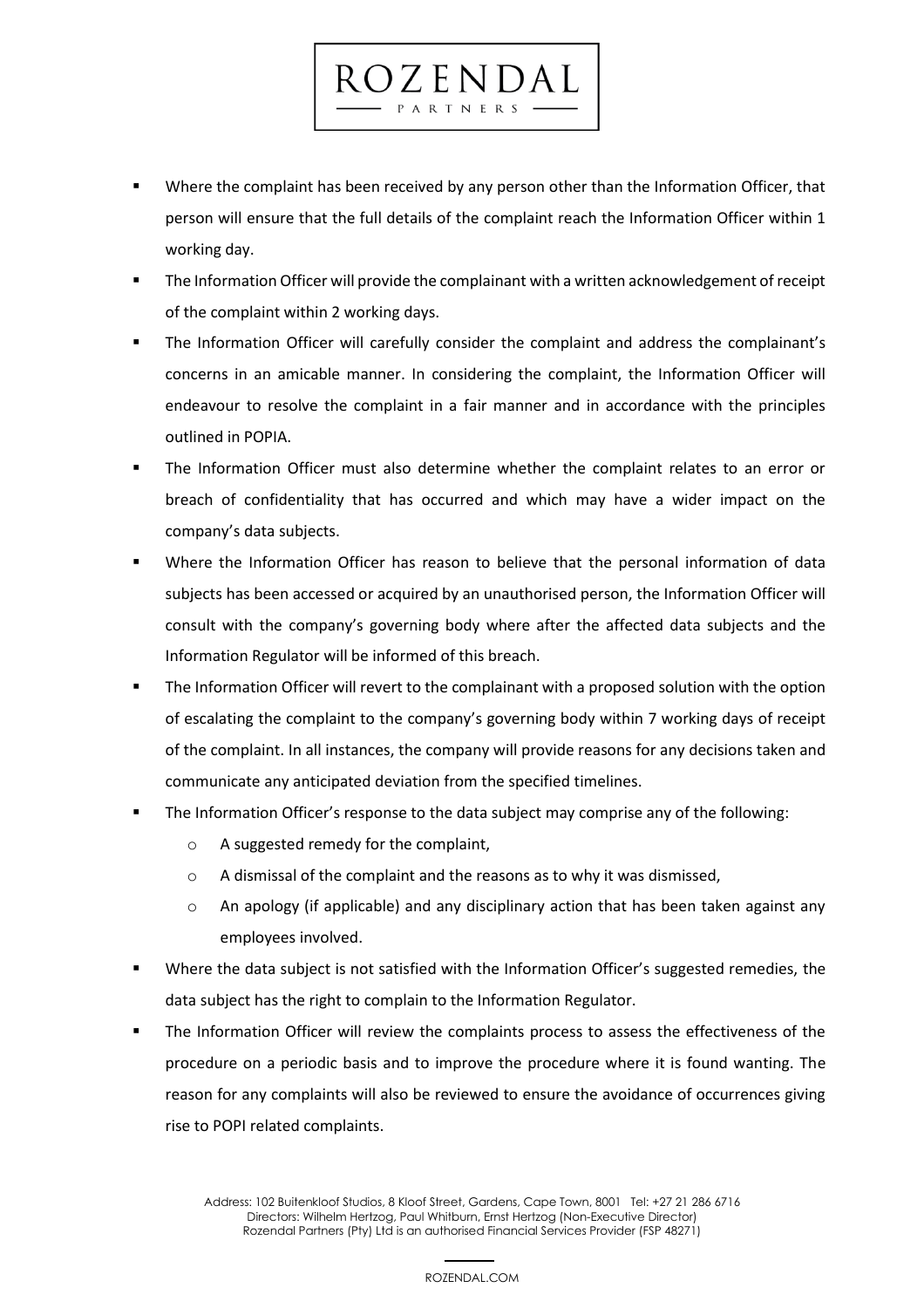- Where the complaint has been received by any person other than the Information Officer, that person will ensure that the full details of the complaint reach the Information Officer within 1 working day.
- The Information Officer will provide the complainant with a written acknowledgement of receipt of the complaint within 2 working days.
- The Information Officer will carefully consider the complaint and address the complainant's concerns in an amicable manner. In considering the complaint, the Information Officer will endeavour to resolve the complaint in a fair manner and in accordance with the principles outlined in POPIA.
- The Information Officer must also determine whether the complaint relates to an error or breach of confidentiality that has occurred and which may have a wider impact on the company's data subjects.
- Where the Information Officer has reason to believe that the personal information of data subjects has been accessed or acquired by an unauthorised person, the Information Officer will consult with the company's governing body where after the affected data subjects and the Information Regulator will be informed of this breach.
- The Information Officer will revert to the complainant with a proposed solution with the option of escalating the complaint to the company's governing body within 7 working days of receipt of the complaint. In all instances, the company will provide reasons for any decisions taken and communicate any anticipated deviation from the specified timelines.
- The Information Officer's response to the data subject may comprise any of the following:
  - A suggested remedy for the complaint,
  - A dismissal of the complaint and the reasons as to why it was dismissed,
  - An apology (if applicable) and any disciplinary action that has been taken against any employees involved.
- Where the data subject is not satisfied with the Information Officer's suggested remedies, the data subject has the right to complain to the Information Regulator.
- The Information Officer will review the complaints process to assess the effectiveness of the procedure on a periodic basis and to improve the procedure where it is found wanting. The reason for any complaints will also be reviewed to ensure the avoidance of occurrences giving rise to POPI related complaints.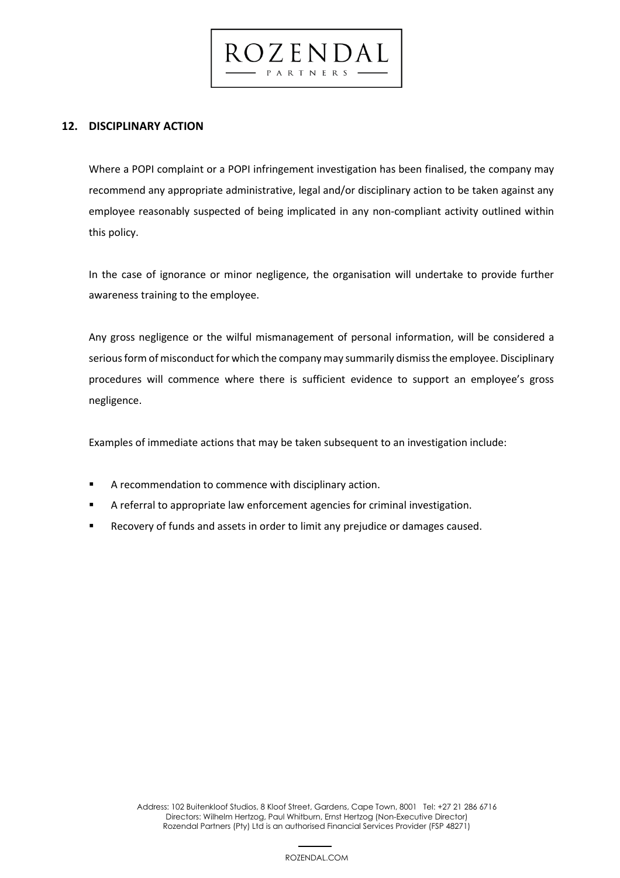## 12. DISCIPLINARY ACTION

Where a POPI complaint or a POPI infringement investigation has been finalised, the company may recommend any appropriate administrative, legal and/or disciplinary action to be taken against any employee reasonably suspected of being implicated in any non-compliant activity outlined within this policy.

In the case of ignorance or minor negligence, the organisation will undertake to provide further awareness training to the employee.

Any gross negligence or the wilful mismanagement of personal information, will be considered a serious form of misconduct for which the company may summarily dismiss the employee. Disciplinary procedures will commence where there is sufficient evidence to support an employee's gross negligence.

Examples of immediate actions that may be taken subsequent to an investigation include:

- A recommendation to commence with disciplinary action.
- A referral to appropriate law enforcement agencies for criminal investigation.
- Recovery of funds and assets in order to limit any prejudice or damages caused.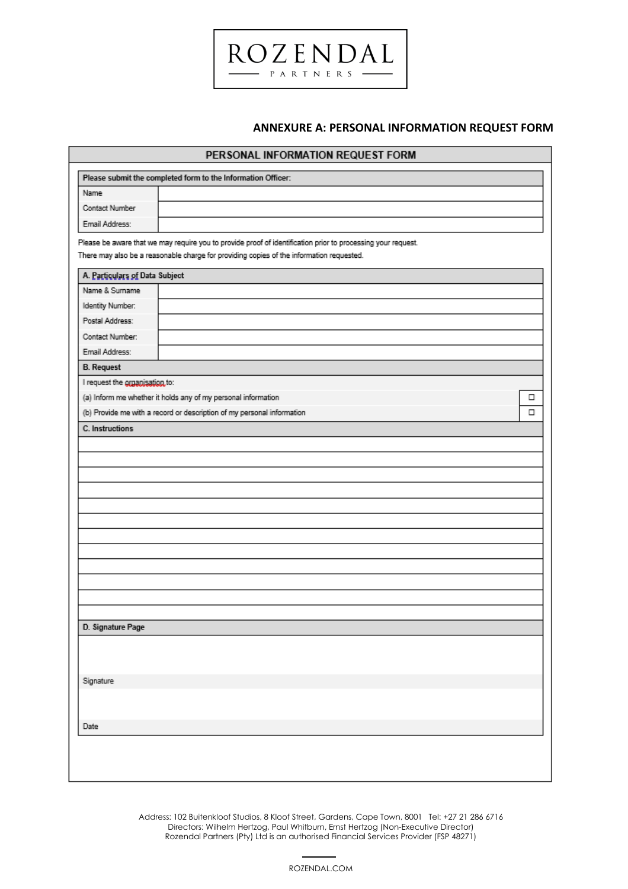ROZENDAL
PARTNERS

## ANNEXURE A: PERSONAL INFORMATION REQUEST FORM

### PERSONAL INFORMATION REQUEST FORM

| Please submit the completed form to the Information Officer: | |
|---|---|
| Name | |
| Contact Number | |
| Email Address: | |

Please be aware that we may require you to provide proof of identification prior to processing your request.
There may also be a reasonable charge for providing copies of the information requested.

| A. Particulars of Data Subject | |
|---|---|
| Name & Surname | |
| Identity Number: | |
| Postal Address: | |
| Contact Number: | |
| Email Address: | |

| B. Request | |
|---|---|
| I request the organisation to: | |
| (a) Inform me whether it holds any of my personal information | ☐ |
| (b) Provide me with a record or description of my personal information | ☐ |

| C. Instructions |
|---|
| |
| |
| |
| |
| |
| |
| |
| |
| |
| |
| |
| |

| D. Signature Page |
|---|
| |
| Signature |
| |
| Date |

Address: 102 Buitenkloof Studios, 8 Kloof Street, Gardens, Cape Town, 8001 Tel: +27 21 286 6716
Directors: Wilhelm Hertzog, Paul Whitburn, Ernst Hertzog (Non-Executive Director)
Rozendal Partners (Pty) Ltd is an authorised Financial Services Provider (FSP 48271)

ROZENDAL.COM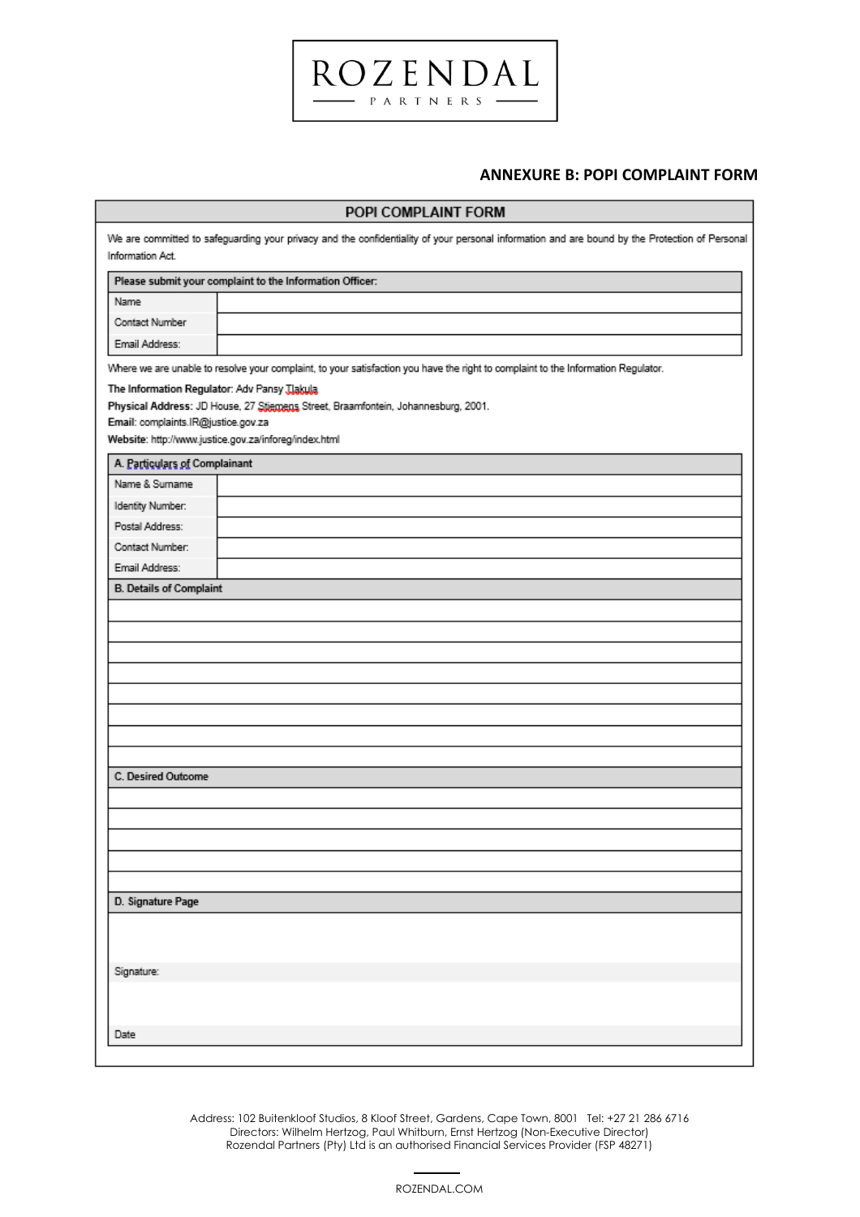ROZENDAL
PARTNERS

## ANNEXURE B: POPI COMPLAINT FORM

### POPI COMPLAINT FORM

We are committed to safeguarding your privacy and the confidentiality of your personal information and are bound by the Protection of Personal Information Act.

| Please submit your complaint to the Information Officer: | |
|---|---|
| Name | |
| Contact Number | |
| Email Address: | |

Where we are unable to resolve your complaint, to your satisfaction you have the right to complaint to the Information Regulator.

**The Information Regulator**: Adv Pansy Tlakula
**Physical Address:** JD House, 27 Stiemens Street, Braamfontein, Johannesburg, 2001.
**Email**: complaints.IR@justice.gov.za
**Website**: http://www.justice.gov.za/inforeg/index.html

| A. Particulars of Complainant | |
|---|---|
| Name & Surname | |
| Identity Number: | |
| Postal Address: | |
| Contact Number: | |
| Email Address: | |

| B. Details of Complaint |
|---|
| |
| |
| |
| |
| |
| |
| |
| |

| C. Desired Outcome |
|---|
| |
| |
| |
| |
| |

| D. Signature Page |
|---|
| |
| Signature: |
| |
| Date |

Address: 102 Buitenkloof Studios, 8 Kloof Street, Gardens, Cape Town, 8001 Tel: +27 21 286 6716
Directors: Wilhelm Hertzog, Paul Whitburn, Ernst Hertzog (Non-Executive Director)
Rozendal Partners (Pty) Ltd is an authorised Financial Services Provider (FSP 48271)

ROZENDAL.COM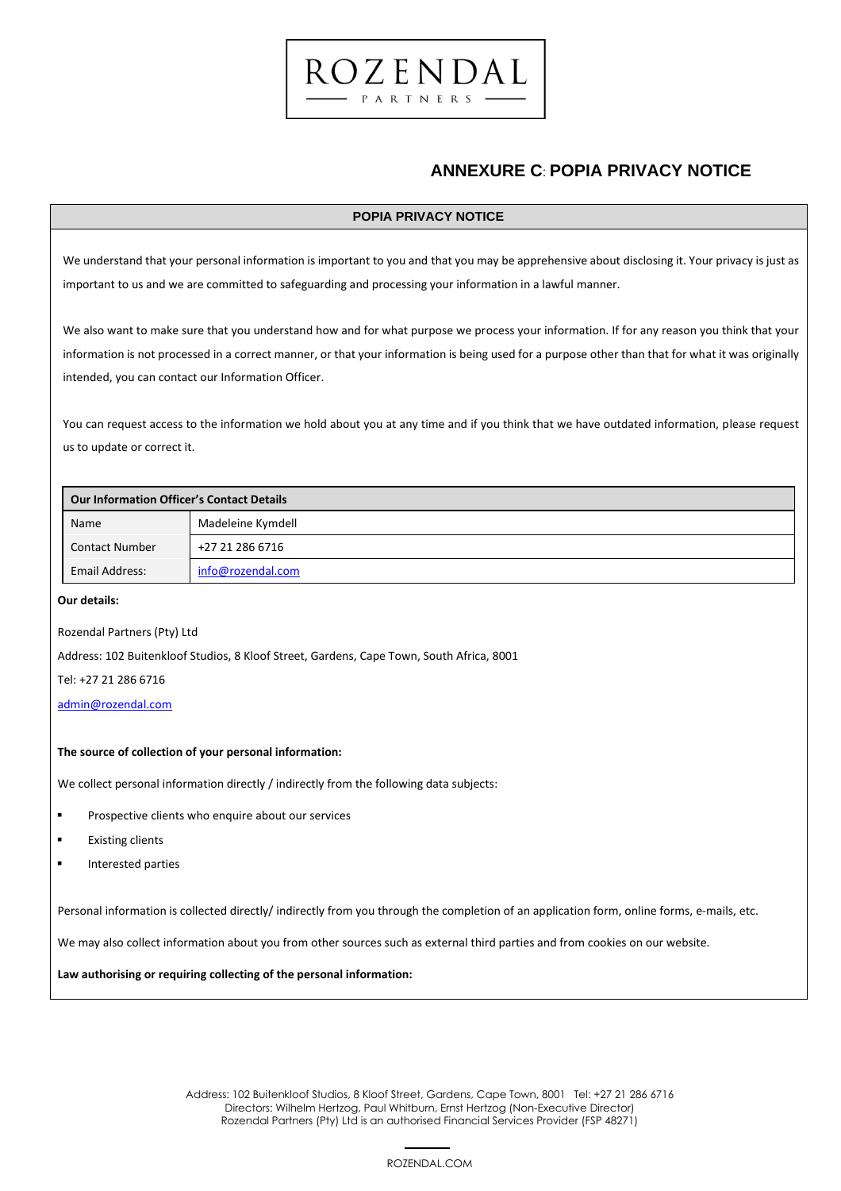## ANNEXURE C: POPIA PRIVACY NOTICE

### POPIA PRIVACY NOTICE

We understand that your personal information is important to you and that you may be apprehensive about disclosing it. Your privacy is just as important to us and we are committed to safeguarding and processing your information in a lawful manner.

We also want to make sure that you understand how and for what purpose we process your information. If for any reason you think that your information is not processed in a correct manner, or that your information is being used for a purpose other than that for what it was originally intended, you can contact our Information Officer.

You can request access to the information we hold about you at any time and if you think that we have outdated information, please request us to update or correct it.

| Our Information Officer's Contact Details | |
|---|---|
| Name | Madeleine Kymdell |
| Contact Number | +27 21 286 6716 |
| Email Address: | info@rozendal.com |

**Our details:**

Rozendal Partners (Pty) Ltd

Address: 102 Buitenkloof Studios, 8 Kloof Street, Gardens, Cape Town, South Africa, 8001

Tel: +27 21 286 6716

admin@rozendal.com

**The source of collection of your personal information:**

We collect personal information directly / indirectly from the following data subjects:

- Prospective clients who enquire about our services
- Existing clients
- Interested parties

Personal information is collected directly/ indirectly from you through the completion of an application form, online forms, e-mails, etc.

We may also collect information about you from other sources such as external third parties and from cookies on our website.

**Law authorising or requiring collecting of the personal information:**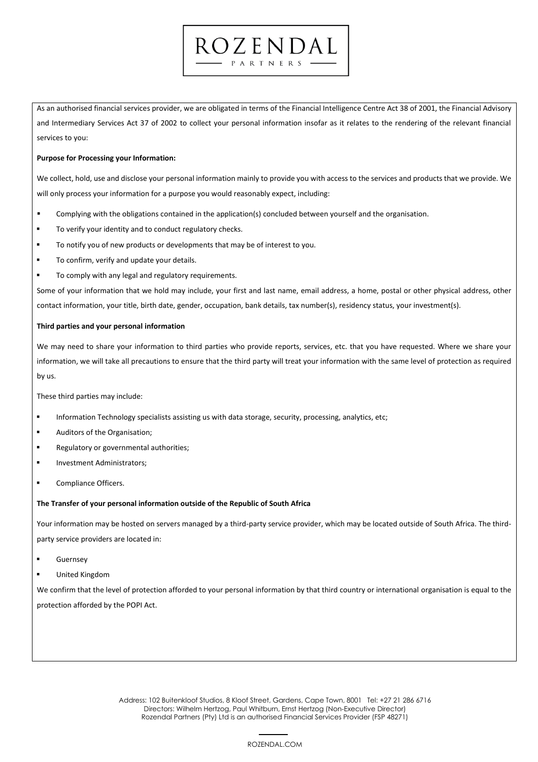As an authorised financial services provider, we are obligated in terms of the Financial Intelligence Centre Act 38 of 2001, the Financial Advisory and Intermediary Services Act 37 of 2002 to collect your personal information insofar as it relates to the rendering of the relevant financial services to you:

**Purpose for Processing your Information:**

We collect, hold, use and disclose your personal information mainly to provide you with access to the services and products that we provide. We will only process your information for a purpose you would reasonably expect, including:

- Complying with the obligations contained in the application(s) concluded between yourself and the organisation.
- To verify your identity and to conduct regulatory checks.
- To notify you of new products or developments that may be of interest to you.
- To confirm, verify and update your details.
- To comply with any legal and regulatory requirements.

Some of your information that we hold may include, your first and last name, email address, a home, postal or other physical address, other contact information, your title, birth date, gender, occupation, bank details, tax number(s), residency status, your investment(s).

**Third parties and your personal information**

We may need to share your information to third parties who provide reports, services, etc. that you have requested. Where we share your information, we will take all precautions to ensure that the third party will treat your information with the same level of protection as required by us.

These third parties may include:

- Information Technology specialists assisting us with data storage, security, processing, analytics, etc;
- Auditors of the Organisation;
- Regulatory or governmental authorities;
- Investment Administrators;
- Compliance Officers.

**The Transfer of your personal information outside of the Republic of South Africa**

Your information may be hosted on servers managed by a third-party service provider, which may be located outside of South Africa. The third-party service providers are located in:

- Guernsey
- United Kingdom

We confirm that the level of protection afforded to your personal information by that third country or international organisation is equal to the protection afforded by the POPI Act.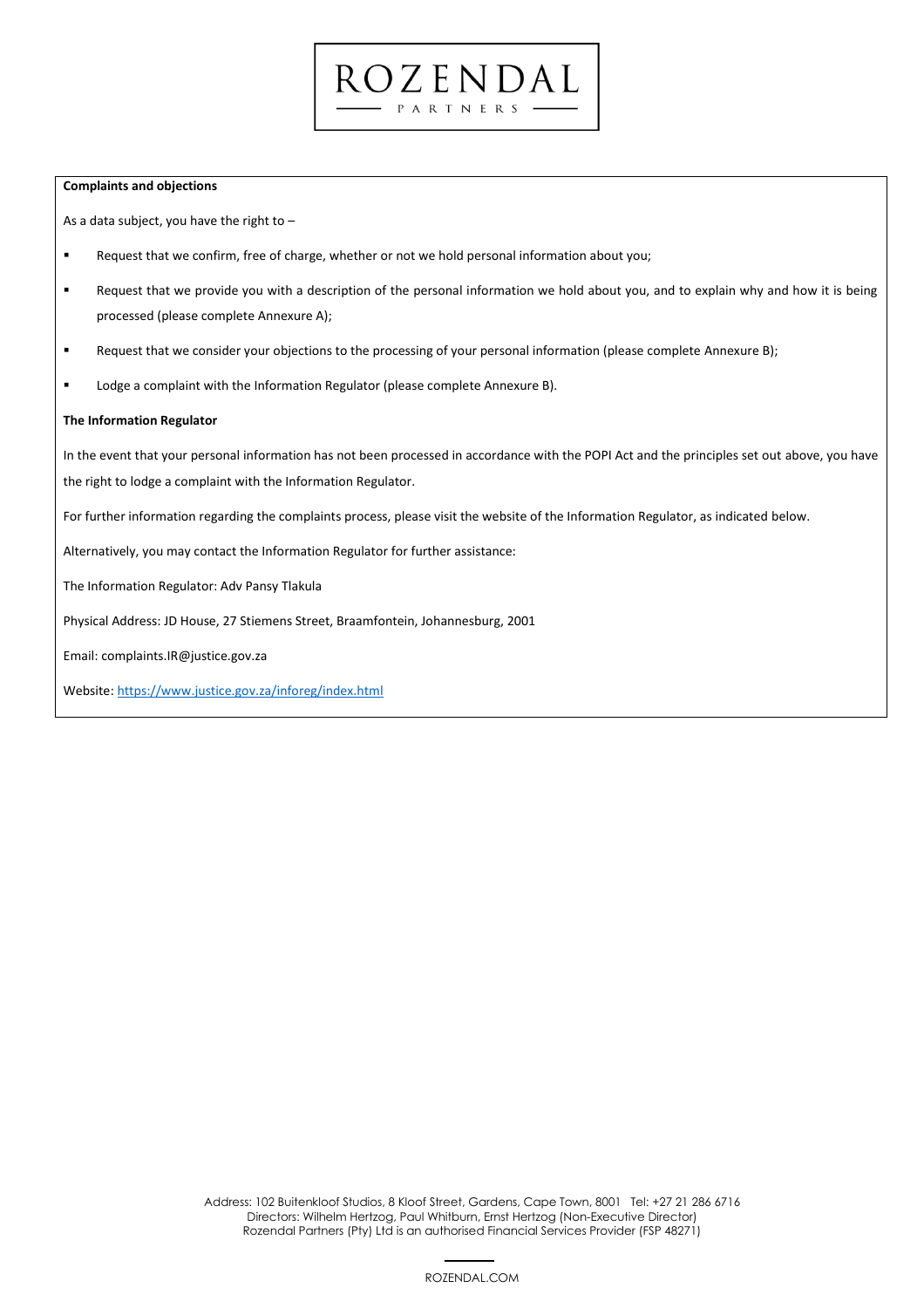**Complaints and objections**

As a data subject, you have the right to –

- Request that we confirm, free of charge, whether or not we hold personal information about you;
- Request that we provide you with a description of the personal information we hold about you, and to explain why and how it is being processed (please complete Annexure A);
- Request that we consider your objections to the processing of your personal information (please complete Annexure B);
- Lodge a complaint with the Information Regulator (please complete Annexure B).

**The Information Regulator**

In the event that your personal information has not been processed in accordance with the POPI Act and the principles set out above, you have the right to lodge a complaint with the Information Regulator.

For further information regarding the complaints process, please visit the website of the Information Regulator, as indicated below.

Alternatively, you may contact the Information Regulator for further assistance:

The Information Regulator: Adv Pansy Tlakula

Physical Address: JD House, 27 Stiemens Street, Braamfontein, Johannesburg, 2001

Email: complaints.IR@justice.gov.za

Website: https://www.justice.gov.za/inforeg/index.html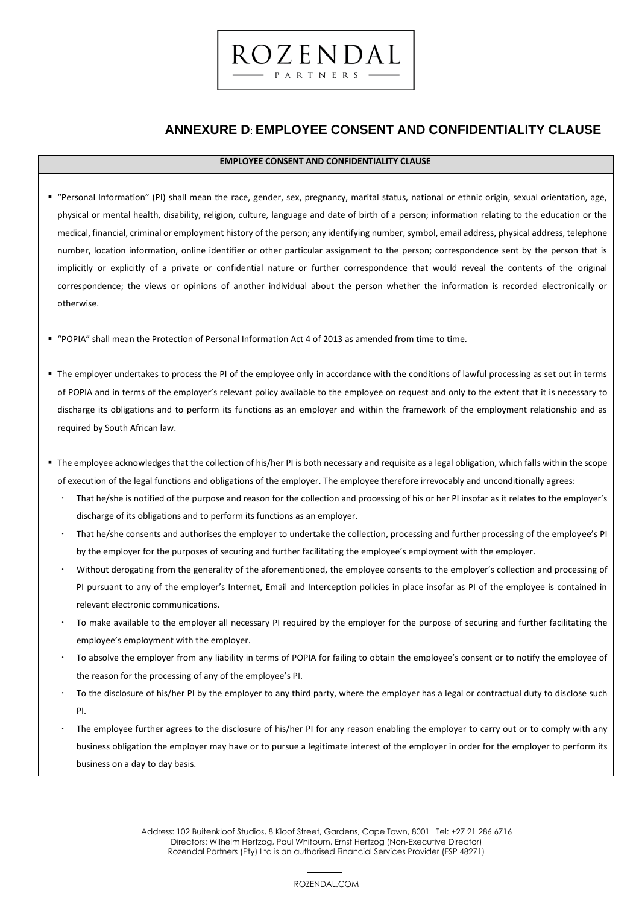# ANNEXURE D: EMPLOYEE CONSENT AND CONFIDENTIALITY CLAUSE

**EMPLOYEE CONSENT AND CONFIDENTIALITY CLAUSE**

- "Personal Information" (PI) shall mean the race, gender, sex, pregnancy, marital status, national or ethnic origin, sexual orientation, age, physical or mental health, disability, religion, culture, language and date of birth of a person; information relating to the education or the medical, financial, criminal or employment history of the person; any identifying number, symbol, email address, physical address, telephone number, location information, online identifier or other particular assignment to the person; correspondence sent by the person that is implicitly or explicitly of a private or confidential nature or further correspondence that would reveal the contents of the original correspondence; the views or opinions of another individual about the person whether the information is recorded electronically or otherwise.

- "POPIA" shall mean the Protection of Personal Information Act 4 of 2013 as amended from time to time.

- The employer undertakes to process the PI of the employee only in accordance with the conditions of lawful processing as set out in terms of POPIA and in terms of the employer's relevant policy available to the employee on request and only to the extent that it is necessary to discharge its obligations and to perform its functions as an employer and within the framework of the employment relationship and as required by South African law.

- The employee acknowledges that the collection of his/her PI is both necessary and requisite as a legal obligation, which falls within the scope of execution of the legal functions and obligations of the employer. The employee therefore irrevocably and unconditionally agrees:
  - That he/she is notified of the purpose and reason for the collection and processing of his or her PI insofar as it relates to the employer's discharge of its obligations and to perform its functions as an employer.
  - That he/she consents and authorises the employer to undertake the collection, processing and further processing of the employee's PI by the employer for the purposes of securing and further facilitating the employee's employment with the employer.
  - Without derogating from the generality of the aforementioned, the employee consents to the employer's collection and processing of PI pursuant to any of the employer's Internet, Email and Interception policies in place insofar as PI of the employee is contained in relevant electronic communications.
  - To make available to the employer all necessary PI required by the employer for the purpose of securing and further facilitating the employee's employment with the employer.
  - To absolve the employer from any liability in terms of POPIA for failing to obtain the employee's consent or to notify the employee of the reason for the processing of any of the employee's PI.
  - To the disclosure of his/her PI by the employer to any third party, where the employer has a legal or contractual duty to disclose such PI.
  - The employee further agrees to the disclosure of his/her PI for any reason enabling the employer to carry out or to comply with any business obligation the employer may have or to pursue a legitimate interest of the employer in order for the employer to perform its business on a day to day basis.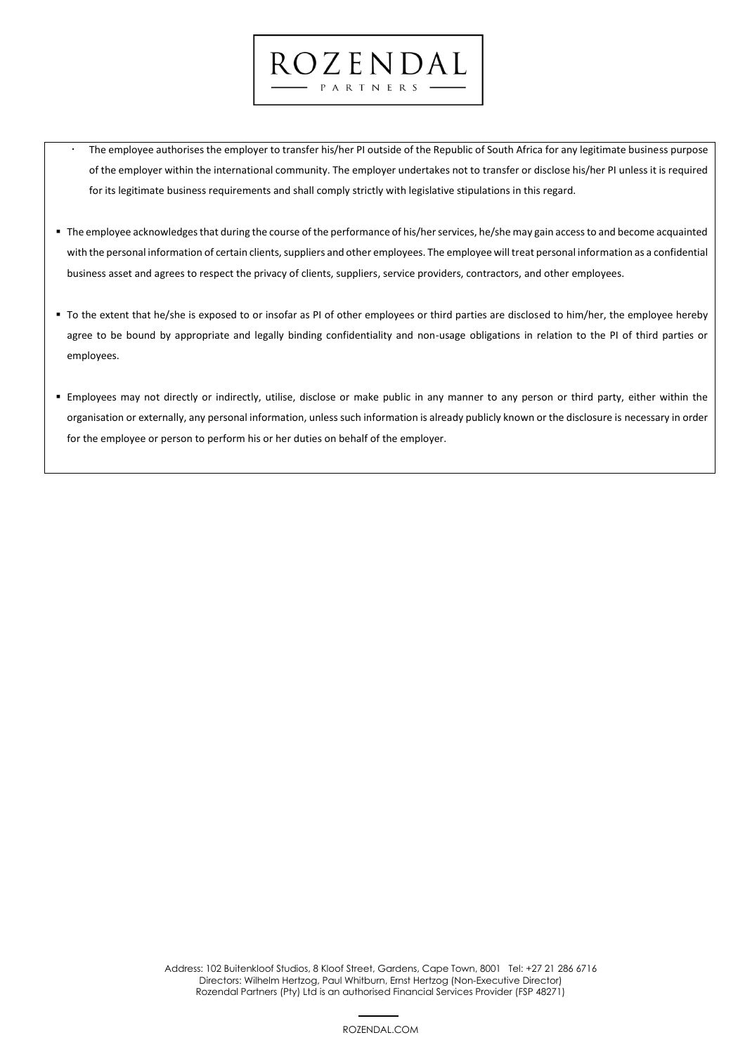- The employee authorises the employer to transfer his/her PI outside of the Republic of South Africa for any legitimate business purpose of the employer within the international community. The employer undertakes not to transfer or disclose his/her PI unless it is required for its legitimate business requirements and shall comply strictly with legislative stipulations in this regard.

- The employee acknowledges that during the course of the performance of his/her services, he/she may gain access to and become acquainted with the personal information of certain clients, suppliers and other employees. The employee will treat personal information as a confidential business asset and agrees to respect the privacy of clients, suppliers, service providers, contractors, and other employees.

- To the extent that he/she is exposed to or insofar as PI of other employees or third parties are disclosed to him/her, the employee hereby agree to be bound by appropriate and legally binding confidentiality and non-usage obligations in relation to the PI of third parties or employees.

- Employees may not directly or indirectly, utilise, disclose or make public in any manner to any person or third party, either within the organisation or externally, any personal information, unless such information is already publicly known or the disclosure is necessary in order for the employee or person to perform his or her duties on behalf of the employer.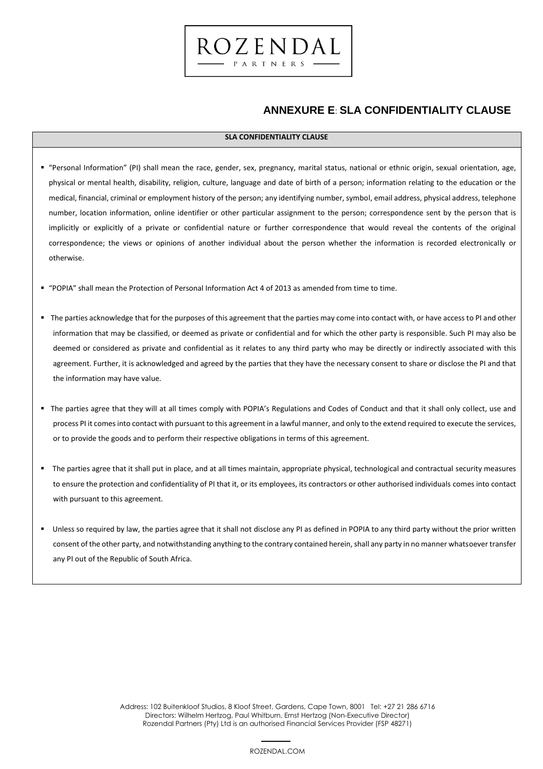# ANNEXURE E: SLA CONFIDENTIALITY CLAUSE

**SLA CONFIDENTIALITY CLAUSE**

- "Personal Information" (PI) shall mean the race, gender, sex, pregnancy, marital status, national or ethnic origin, sexual orientation, age, physical or mental health, disability, religion, culture, language and date of birth of a person; information relating to the education or the medical, financial, criminal or employment history of the person; any identifying number, symbol, email address, physical address, telephone number, location information, online identifier or other particular assignment to the person; correspondence sent by the person that is implicitly or explicitly of a private or confidential nature or further correspondence that would reveal the contents of the original correspondence; the views or opinions of another individual about the person whether the information is recorded electronically or otherwise.

- "POPIA" shall mean the Protection of Personal Information Act 4 of 2013 as amended from time to time.

- The parties acknowledge that for the purposes of this agreement that the parties may come into contact with, or have access to PI and other information that may be classified, or deemed as private or confidential and for which the other party is responsible. Such PI may also be deemed or considered as private and confidential as it relates to any third party who may be directly or indirectly associated with this agreement. Further, it is acknowledged and agreed by the parties that they have the necessary consent to share or disclose the PI and that the information may have value.

- The parties agree that they will at all times comply with POPIA's Regulations and Codes of Conduct and that it shall only collect, use and process PI it comes into contact with pursuant to this agreement in a lawful manner, and only to the extend required to execute the services, or to provide the goods and to perform their respective obligations in terms of this agreement.

- The parties agree that it shall put in place, and at all times maintain, appropriate physical, technological and contractual security measures to ensure the protection and confidentiality of PI that it, or its employees, its contractors or other authorised individuals comes into contact with pursuant to this agreement.

- Unless so required by law, the parties agree that it shall not disclose any PI as defined in POPIA to any third party without the prior written consent of the other party, and notwithstanding anything to the contrary contained herein, shall any party in no manner whatsoever transfer any PI out of the Republic of South Africa.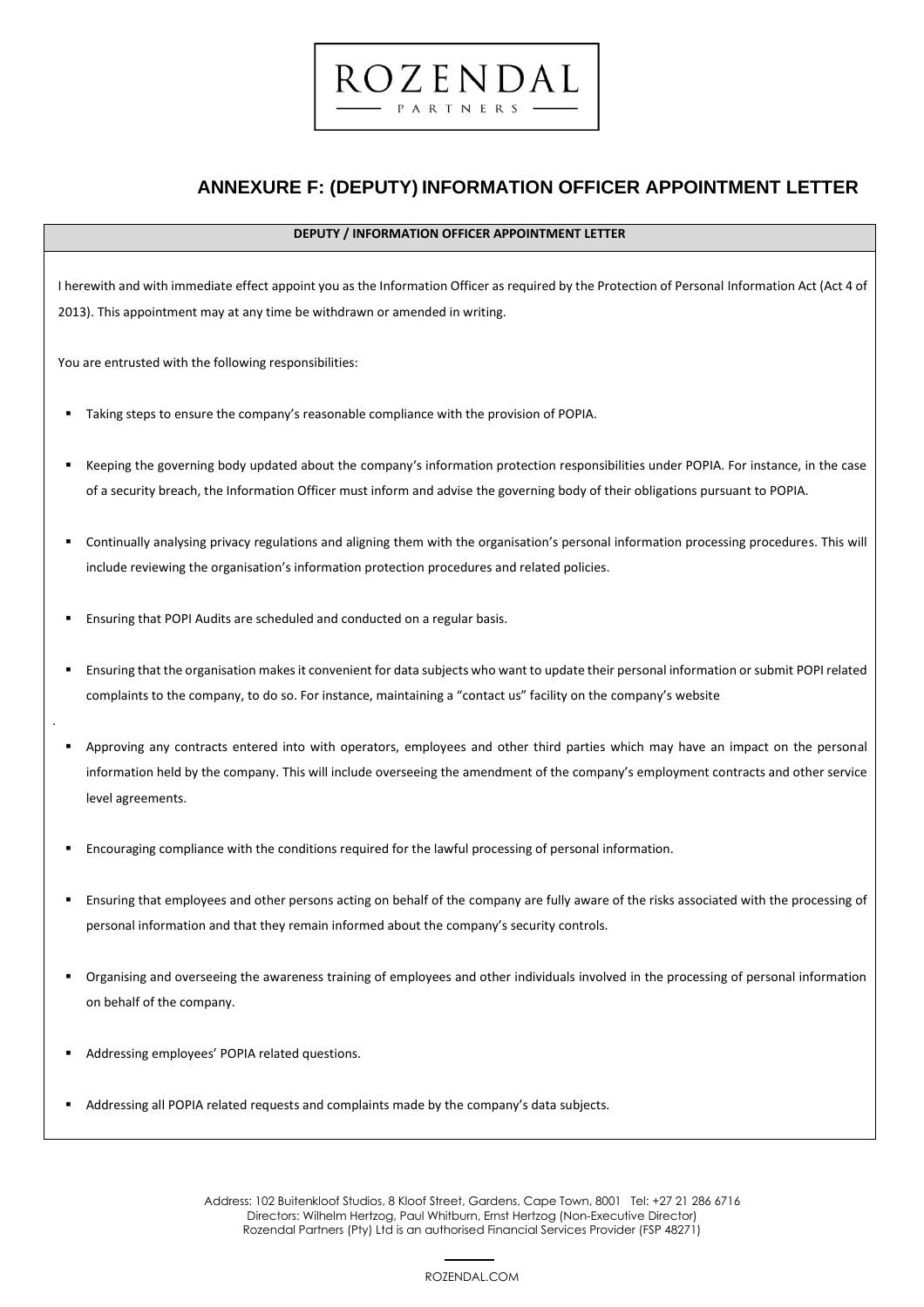# ANNEXURE F: (DEPUTY) INFORMATION OFFICER APPOINTMENT LETTER

**DEPUTY / INFORMATION OFFICER APPOINTMENT LETTER**

I herewith and with immediate effect appoint you as the Information Officer as required by the Protection of Personal Information Act (Act 4 of 2013). This appointment may at any time be withdrawn or amended in writing.

You are entrusted with the following responsibilities:

- Taking steps to ensure the company's reasonable compliance with the provision of POPIA.
- Keeping the governing body updated about the company's information protection responsibilities under POPIA. For instance, in the case of a security breach, the Information Officer must inform and advise the governing body of their obligations pursuant to POPIA.
- Continually analysing privacy regulations and aligning them with the organisation's personal information processing procedures. This will include reviewing the organisation's information protection procedures and related policies.
- Ensuring that POPI Audits are scheduled and conducted on a regular basis.
- Ensuring that the organisation makes it convenient for data subjects who want to update their personal information or submit POPI related complaints to the company, to do so. For instance, maintaining a "contact us" facility on the company's website
- Approving any contracts entered into with operators, employees and other third parties which may have an impact on the personal information held by the company. This will include overseeing the amendment of the company's employment contracts and other service level agreements.
- Encouraging compliance with the conditions required for the lawful processing of personal information.
- Ensuring that employees and other persons acting on behalf of the company are fully aware of the risks associated with the processing of personal information and that they remain informed about the company's security controls.
- Organising and overseeing the awareness training of employees and other individuals involved in the processing of personal information on behalf of the company.
- Addressing employees' POPIA related questions.
- Addressing all POPIA related requests and complaints made by the company's data subjects.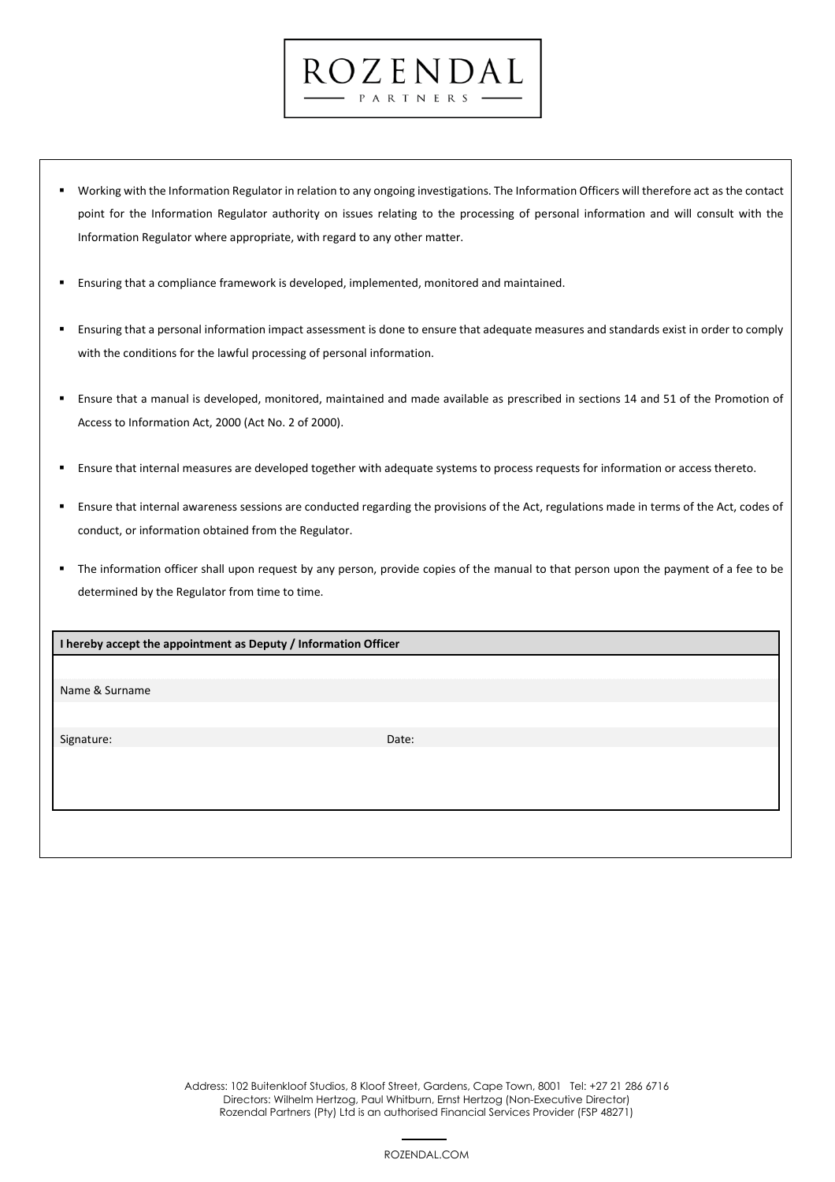- Working with the Information Regulator in relation to any ongoing investigations. The Information Officers will therefore act as the contact point for the Information Regulator authority on issues relating to the processing of personal information and will consult with the Information Regulator where appropriate, with regard to any other matter.
- Ensuring that a compliance framework is developed, implemented, monitored and maintained.
- Ensuring that a personal information impact assessment is done to ensure that adequate measures and standards exist in order to comply with the conditions for the lawful processing of personal information.
- Ensure that a manual is developed, monitored, maintained and made available as prescribed in sections 14 and 51 of the Promotion of Access to Information Act, 2000 (Act No. 2 of 2000).
- Ensure that internal measures are developed together with adequate systems to process requests for information or access thereto.
- Ensure that internal awareness sessions are conducted regarding the provisions of the Act, regulations made in terms of the Act, codes of conduct, or information obtained from the Regulator.
- The information officer shall upon request by any person, provide copies of the manual to that person upon the payment of a fee to be determined by the Regulator from time to time.

| **I hereby accept the appointment as Deputy / Information Officer** | |
|---|---|
| Name & Surname | |
| Signature: | Date: |

Address: 102 Buitenkloof Studios, 8 Kloof Street, Gardens, Cape Town, 8001 Tel: +27 21 286 6716
Directors: Wilhelm Hertzog, Paul Whitburn, Ernst Hertzog (Non-Executive Director)
Rozendal Partners (Pty) Ltd is an authorised Financial Services Provider (FSP 48271)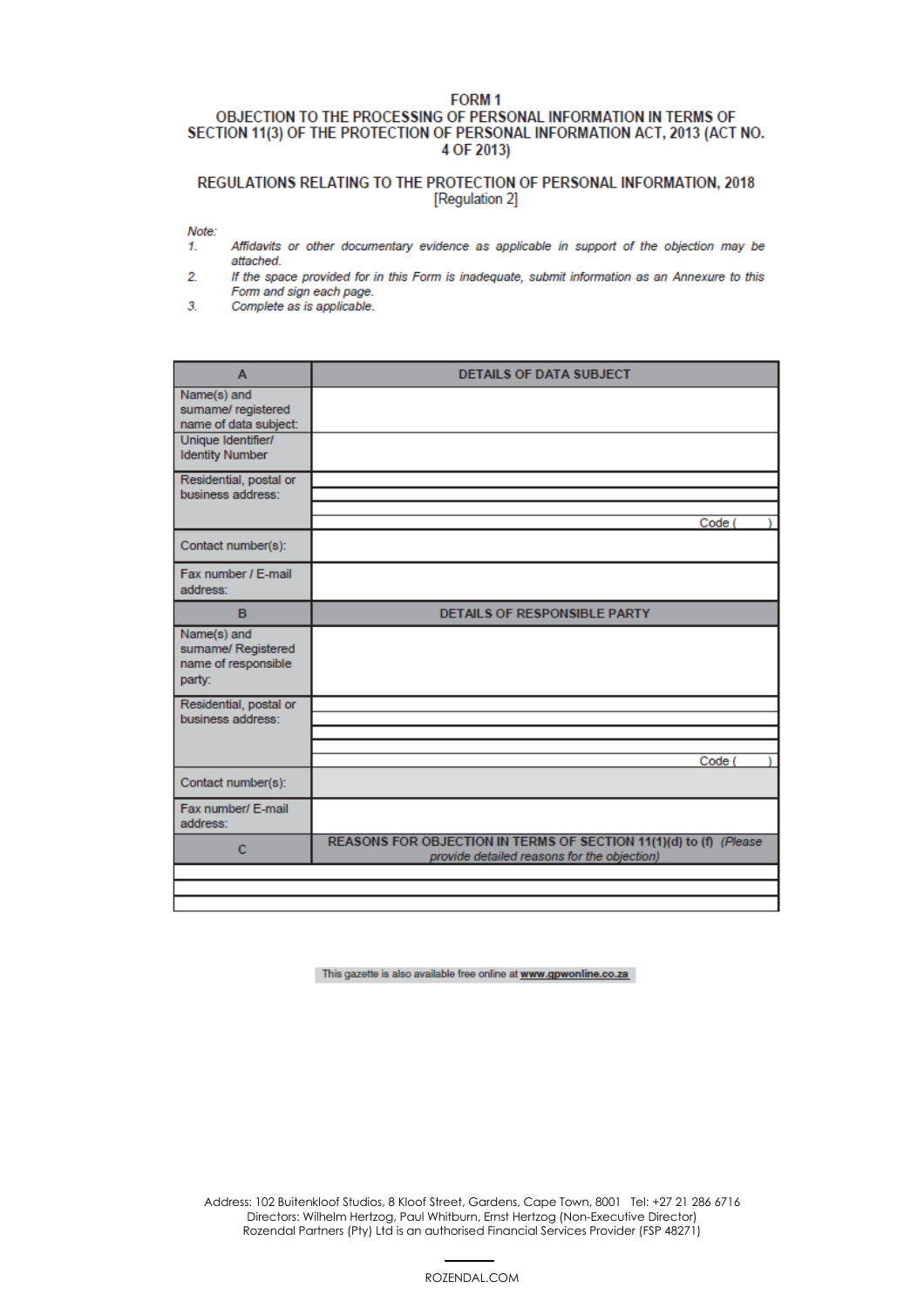# FORM 1

## OBJECTION TO THE PROCESSING OF PERSONAL INFORMATION IN TERMS OF SECTION 11(3) OF THE PROTECTION OF PERSONAL INFORMATION ACT, 2013 (ACT NO. 4 OF 2013)

## REGULATIONS RELATING TO THE PROTECTION OF PERSONAL INFORMATION, 2018

[Regulation 2]

*Note:*

1. *Affidavits or other documentary evidence as applicable in support of the objection may be attached.*
2. *If the space provided for in this Form is inadequate, submit information as an Annexure to this Form and sign each page.*
3. *Complete as is applicable.*

| A | DETAILS OF DATA SUBJECT |
|---|---|
| Name(s) and surname/ registered name of data subject: | |
| Unique Identifier/ Identity Number | |
| Residential, postal or business address: | Code ( ) |
| Contact number(s): | |
| Fax number / E-mail address: | |
| **B** | **DETAILS OF RESPONSIBLE PARTY** |
| Name(s) and surname/ Registered name of responsible party: | |
| Residential, postal or business address: | Code ( ) |
| Contact number(s): | |
| Fax number/ E-mail address: | |
| **C** | **REASONS FOR OBJECTION IN TERMS OF SECTION 11(1)(d) to (f)** *(Please provide detailed reasons for the objection)* |
| | |
| | |
| | |

This gazette is also available free online at **www.gpwonline.co.za**

Address: 102 Buitenkloof Studios, 8 Kloof Street, Gardens, Cape Town, 8001 Tel: +27 21 286 6716
Directors: Wilhelm Hertzog, Paul Whitburn, Ernst Hertzog (Non-Executive Director)
Rozendal Partners (Pty) Ltd is an authorised Financial Services Provider (FSP 48271)

ROZENDAL.COM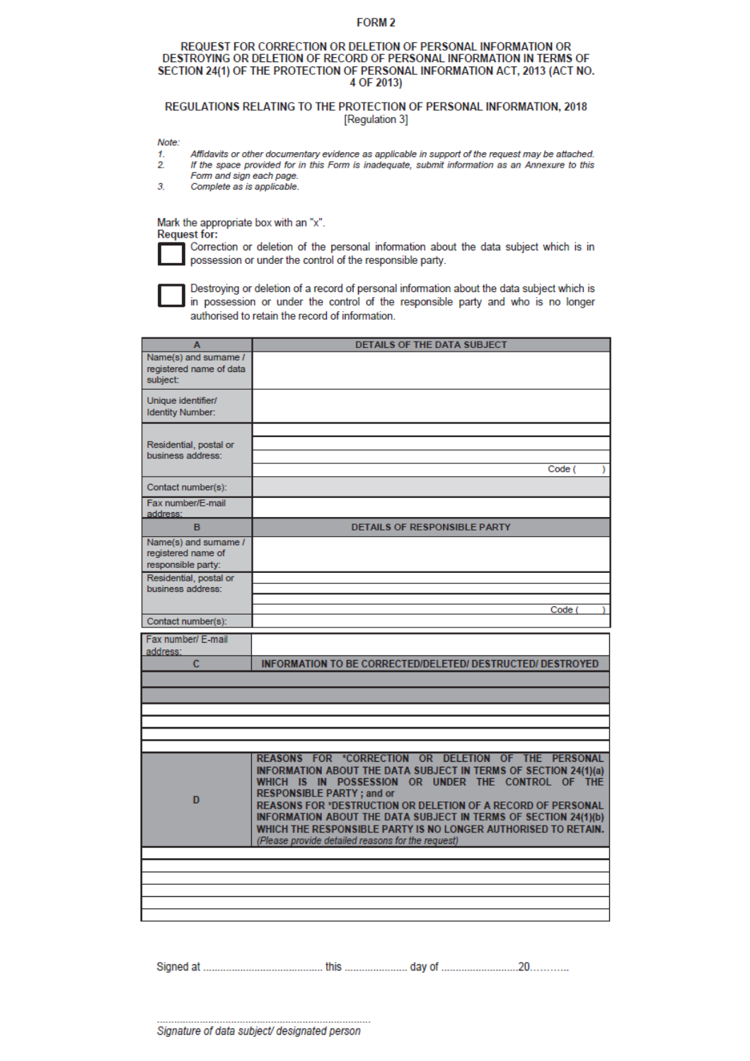# FORM 2

## REQUEST FOR CORRECTION OR DELETION OF PERSONAL INFORMATION OR DESTROYING OR DELETION OF RECORD OF PERSONAL INFORMATION IN TERMS OF SECTION 24(1) OF THE PROTECTION OF PERSONAL INFORMATION ACT, 2013 (ACT NO. 4 OF 2013)

## REGULATIONS RELATING TO THE PROTECTION OF PERSONAL INFORMATION, 2018

[Regulation 3]

*Note:*

1. *Affidavits or other documentary evidence as applicable in support of the request may be attached.*
2. *If the space provided for in this Form is inadequate, submit information as an Annexure to this Form and sign each page.*
3. *Complete as is applicable.*

Mark the appropriate box with an "x".

**Request for:**

☐ Correction or deletion of the personal information about the data subject which is in possession or under the control of the responsible party.

☐ Destroying or deletion of a record of personal information about the data subject which is in possession or under the control of the responsible party and who is no longer authorised to retain the record of information.

| A | DETAILS OF THE DATA SUBJECT |
|---|---|
| Name(s) and surname / registered name of data subject: | |
| Unique identifier/ Identity Number: | |
| Residential, postal or business address: | |
| | |
| | Code ( ) |
| Contact number(s): | |
| Fax number/E-mail address: | |
| **B** | **DETAILS OF RESPONSIBLE PARTY** |
| Name(s) and surname / registered name of responsible party: | |
| Residential, postal or business address: | |
| | |
| | Code ( ) |
| Contact number(s): | |
| Fax number/ E-mail address: | |
| **C** | **INFORMATION TO BE CORRECTED/DELETED/ DESTRUCTED/ DESTROYED** |
| | |
| | |
| | |
| | |
| | |
| | |
| **D** | **REASONS FOR \*CORRECTION OR DELETION OF THE PERSONAL INFORMATION ABOUT THE DATA SUBJECT IN TERMS OF SECTION 24(1)(a) WHICH IS IN POSSESSION OR UNDER THE CONTROL OF THE RESPONSIBLE PARTY ; and or**<br>**REASONS FOR \*DESTRUCTION OR DELETION OF A RECORD OF PERSONAL INFORMATION ABOUT THE DATA SUBJECT IN TERMS OF SECTION 24(1)(b) WHICH THE RESPONSIBLE PARTY IS NO LONGER AUTHORISED TO RETAIN.**<br>*(Please provide detailed reasons for the request)* |
| | |
| | |
| | |
| | |
| | |
| | |

Signed at .......................................... this ...................... day of ...........................20………..

.........................................................................

*Signature of data subject/ designated person*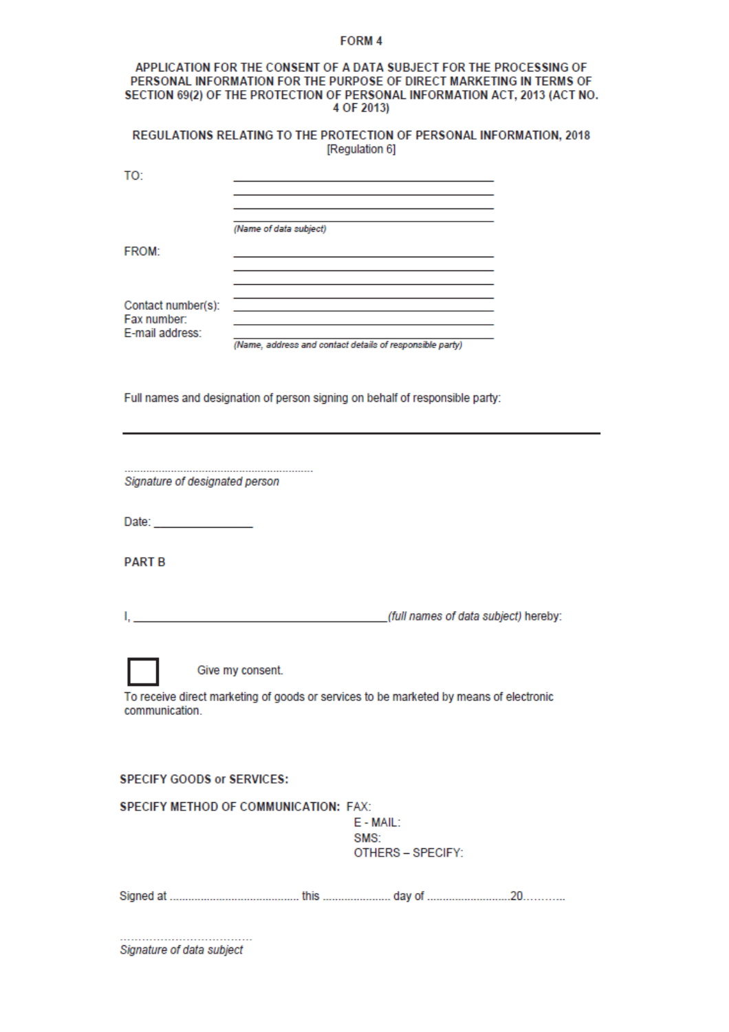**FORM 4**

**APPLICATION FOR THE CONSENT OF A DATA SUBJECT FOR THE PROCESSING OF PERSONAL INFORMATION FOR THE PURPOSE OF DIRECT MARKETING IN TERMS OF SECTION 69(2) OF THE PROTECTION OF PERSONAL INFORMATION ACT, 2013 (ACT NO. 4 OF 2013)**

**REGULATIONS RELATING TO THE PROTECTION OF PERSONAL INFORMATION, 2018**
[Regulation 6]

TO: \_\_\_\_\_\_\_\_\_\_\_\_\_\_\_\_\_\_\_\_\_\_\_\_\_\_\_\_\_\_\_\_\_\_\_\_\_\_\_\_
\_\_\_\_\_\_\_\_\_\_\_\_\_\_\_\_\_\_\_\_\_\_\_\_\_\_\_\_\_\_\_\_\_\_\_\_\_\_\_\_
\_\_\_\_\_\_\_\_\_\_\_\_\_\_\_\_\_\_\_\_\_\_\_\_\_\_\_\_\_\_\_\_\_\_\_\_\_\_\_\_
\_\_\_\_\_\_\_\_\_\_\_\_\_\_\_\_\_\_\_\_\_\_\_\_\_\_\_\_\_\_\_\_\_\_\_\_\_\_\_\_
*(Name of data subject)*

FROM: \_\_\_\_\_\_\_\_\_\_\_\_\_\_\_\_\_\_\_\_\_\_\_\_\_\_\_\_\_\_\_\_\_\_\_\_\_\_\_\_
\_\_\_\_\_\_\_\_\_\_\_\_\_\_\_\_\_\_\_\_\_\_\_\_\_\_\_\_\_\_\_\_\_\_\_\_\_\_\_\_
\_\_\_\_\_\_\_\_\_\_\_\_\_\_\_\_\_\_\_\_\_\_\_\_\_\_\_\_\_\_\_\_\_\_\_\_\_\_\_\_
\_\_\_\_\_\_\_\_\_\_\_\_\_\_\_\_\_\_\_\_\_\_\_\_\_\_\_\_\_\_\_\_\_\_\_\_\_\_\_\_

Contact number(s): \_\_\_\_\_\_\_\_\_\_\_\_\_\_\_\_\_\_\_\_\_\_\_\_\_\_\_\_\_\_\_\_\_\_\_\_\_\_\_\_
Fax number: \_\_\_\_\_\_\_\_\_\_\_\_\_\_\_\_\_\_\_\_\_\_\_\_\_\_\_\_\_\_\_\_\_\_\_\_\_\_\_\_
E-mail address: \_\_\_\_\_\_\_\_\_\_\_\_\_\_\_\_\_\_\_\_\_\_\_\_\_\_\_\_\_\_\_\_\_\_\_\_\_\_\_\_
*(Name, address and contact details of responsible party)*

Full names and designation of person signing on behalf of responsible party:

\_\_\_\_\_\_\_\_\_\_\_\_\_\_\_\_\_\_\_\_\_\_\_\_\_\_\_\_\_\_\_\_\_\_\_\_\_\_\_\_\_\_\_\_\_\_\_\_\_\_\_\_\_\_\_\_\_\_\_\_\_\_\_\_\_\_\_\_\_\_

.......................................................................
*Signature of designated person*

Date: \_\_\_\_\_\_\_\_\_\_\_\_\_\_\_\_

**PART B**

I, \_\_\_\_\_\_\_\_\_\_\_\_\_\_\_\_\_\_\_\_\_\_\_\_\_\_\_\_\_\_\_\_\_\_\_\_\_\_\_\_\_\_\_\_*(full names of data subject)* hereby:

☐ Give my consent.

To receive direct marketing of goods or services to be marketed by means of electronic communication.

**SPECIFY GOODS or SERVICES:**

**SPECIFY METHOD OF COMMUNICATION:** FAX:
E - MAIL:
SMS:
OTHERS – SPECIFY:

Signed at ........................................... this ...................... day of ...........................20…………

.......................................
*Signature of data subject*